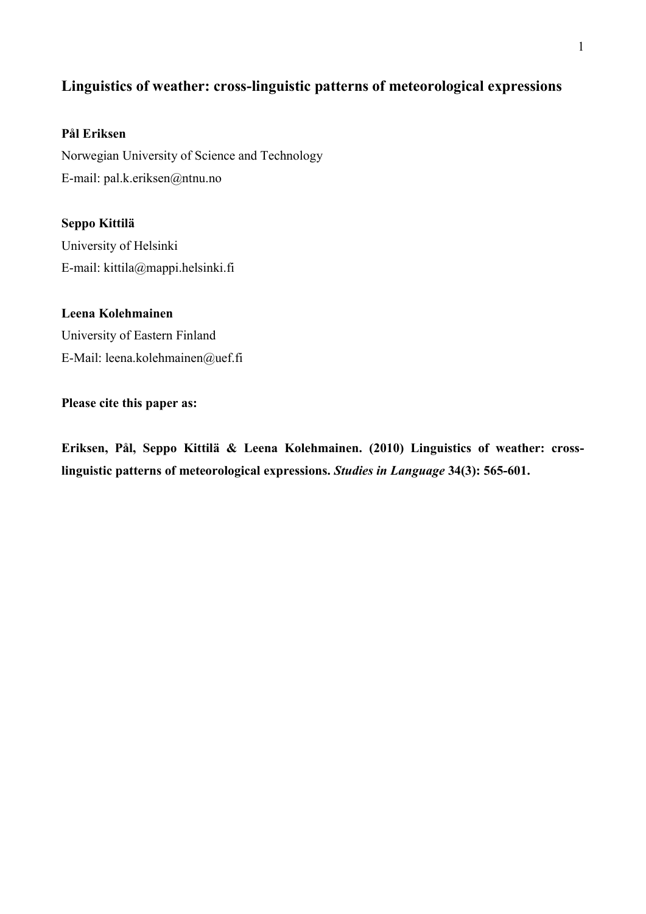# Linguistics of weather: cross-linguistic patterns of meteorological expressions

**Pål Eriksen**
Norwegian University of Science and Technology
E-mail: pal.k.eriksen@ntnu.no

**Seppo Kittilä**
University of Helsinki
E-mail: kittila@mappi.helsinki.fi

**Leena Kolehmainen**
University of Eastern Finland
E-Mail: leena.kolehmainen@uef.fi

**Please cite this paper as:**

**Eriksen, Pål, Seppo Kittilä & Leena Kolehmainen. (2010) Linguistics of weather: cross-linguistic patterns of meteorological expressions. *Studies in Language* 34(3): 565-601.**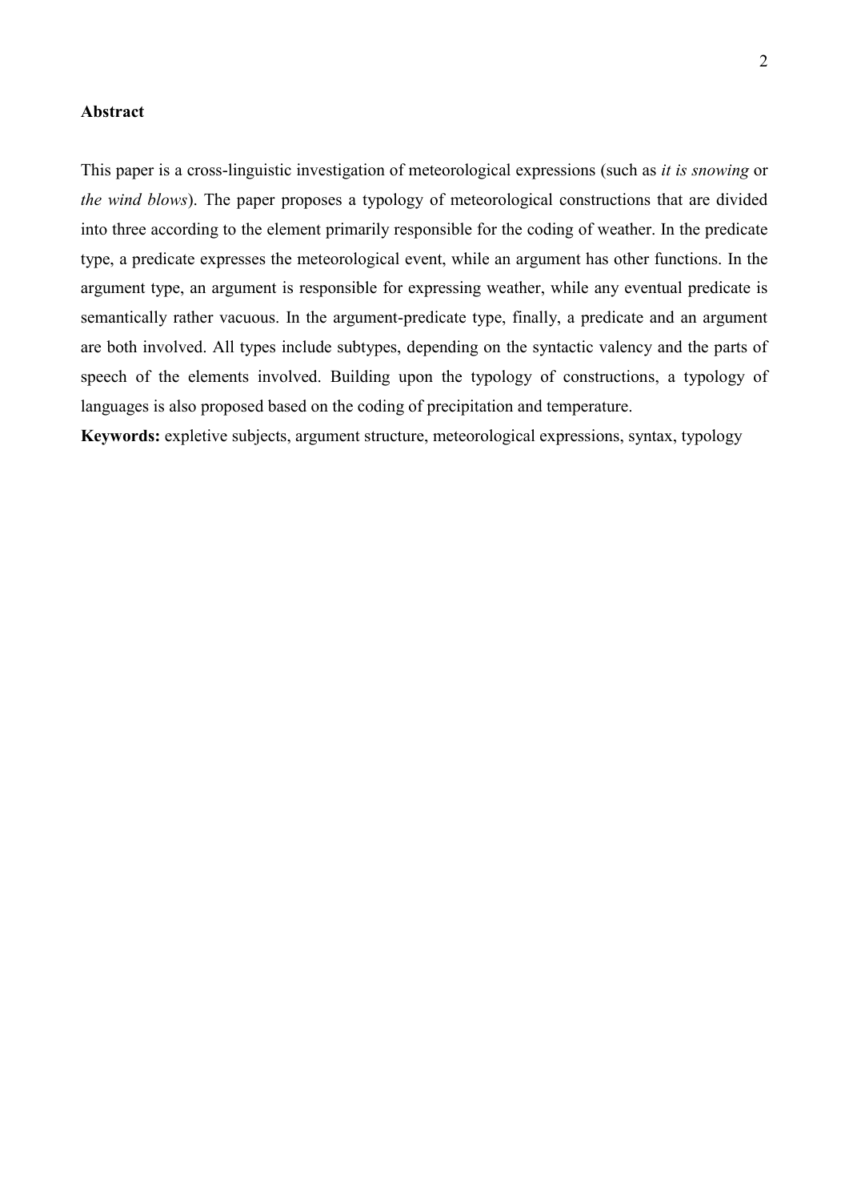## Abstract

This paper is a cross-linguistic investigation of meteorological expressions (such as *it is snowing* or *the wind blows*). The paper proposes a typology of meteorological constructions that are divided into three according to the element primarily responsible for the coding of weather. In the predicate type, a predicate expresses the meteorological event, while an argument has other functions. In the argument type, an argument is responsible for expressing weather, while any eventual predicate is semantically rather vacuous. In the argument-predicate type, finally, a predicate and an argument are both involved. All types include subtypes, depending on the syntactic valency and the parts of speech of the elements involved. Building upon the typology of constructions, a typology of languages is also proposed based on the coding of precipitation and temperature.

**Keywords:** expletive subjects, argument structure, meteorological expressions, syntax, typology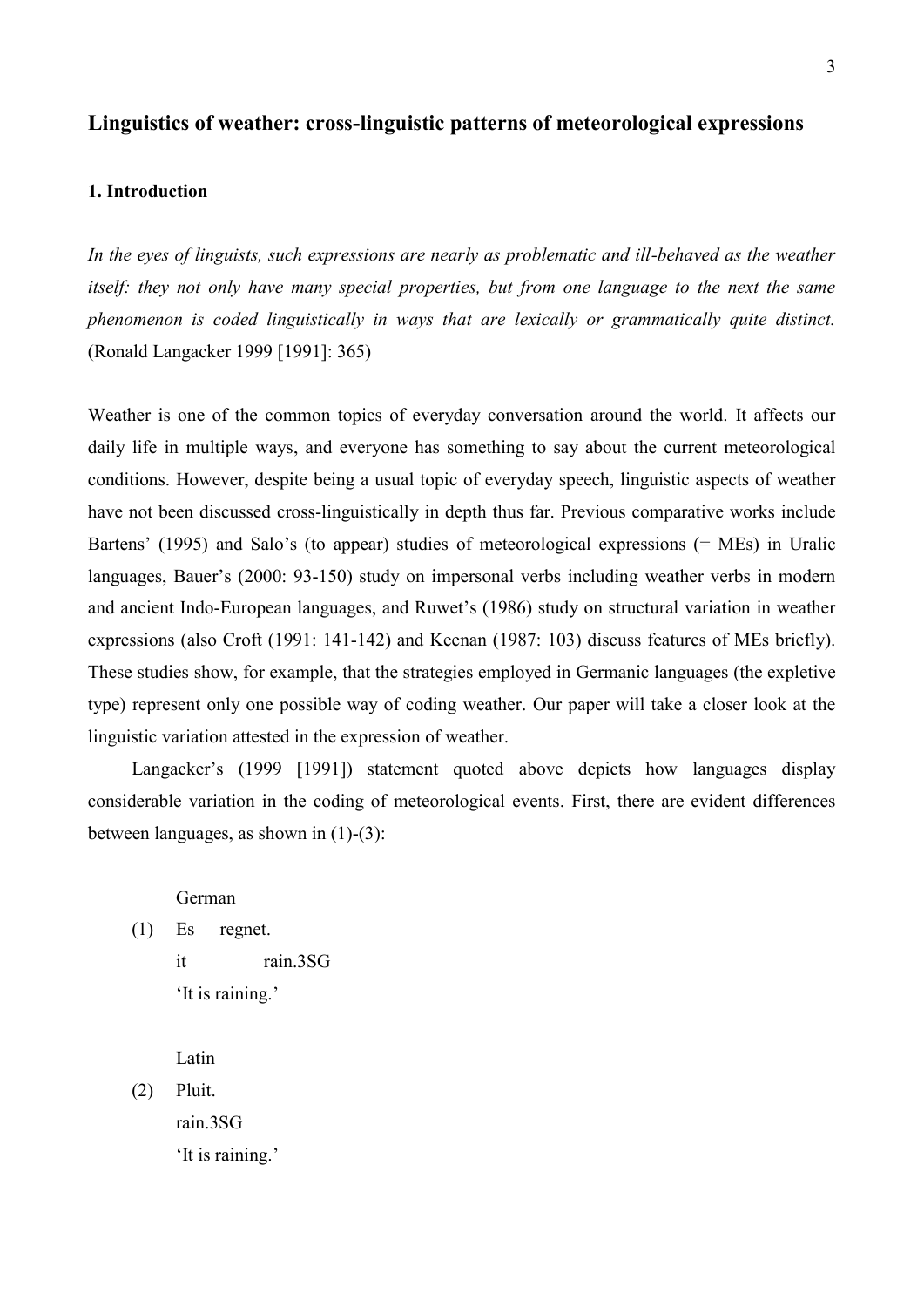# Linguistics of weather: cross-linguistic patterns of meteorological expressions

## 1. Introduction

*In the eyes of linguists, such expressions are nearly as problematic and ill-behaved as the weather itself: they not only have many special properties, but from one language to the next the same phenomenon is coded linguistically in ways that are lexically or grammatically quite distinct.* (Ronald Langacker 1999 [1991]: 365)

Weather is one of the common topics of everyday conversation around the world. It affects our daily life in multiple ways, and everyone has something to say about the current meteorological conditions. However, despite being a usual topic of everyday speech, linguistic aspects of weather have not been discussed cross-linguistically in depth thus far. Previous comparative works include Bartens' (1995) and Salo's (to appear) studies of meteorological expressions (= MEs) in Uralic languages, Bauer's (2000: 93-150) study on impersonal verbs including weather verbs in modern and ancient Indo-European languages, and Ruwet's (1986) study on structural variation in weather expressions (also Croft (1991: 141-142) and Keenan (1987: 103) discuss features of MEs briefly). These studies show, for example, that the strategies employed in Germanic languages (the expletive type) represent only one possible way of coding weather. Our paper will take a closer look at the linguistic variation attested in the expression of weather.

Langacker's (1999 [1991]) statement quoted above depicts how languages display considerable variation in the coding of meteorological events. First, there are evident differences between languages, as shown in (1)-(3):

German

(1) Es regnet.
 it rain.3SG
 'It is raining.'

Latin

(2) Pluit.
 rain.3SG
 'It is raining.'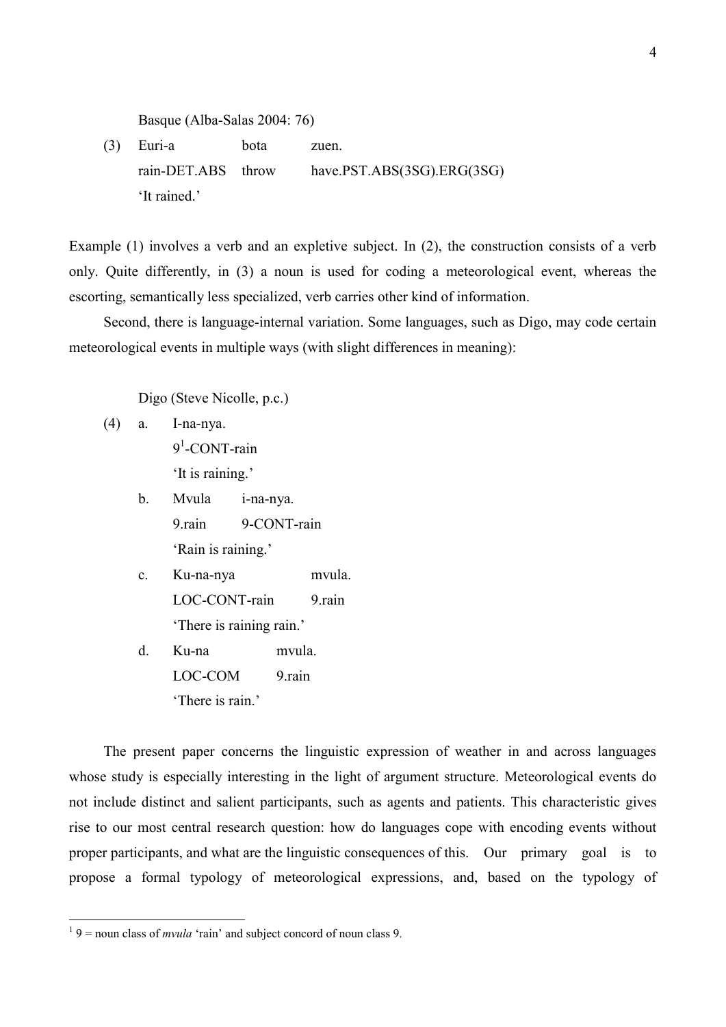Basque (Alba-Salas 2004: 76)

(3) Euri-a bota zuen.
rain-DET.ABS throw have.PST.ABS(3SG).ERG(3SG)
'It rained.'

| | | | |
|---|---|---|---|
| (3) | Euri-a | bota | zuen. |
| | rain-DET.ABS | throw | have.PST.ABS(3SG).ERG(3SG) |
| | 'It rained.' | | |

Example (1) involves a verb and an expletive subject. In (2), the construction consists of a verb only. Quite differently, in (3) a noun is used for coding a meteorological event, whereas the escorting, semantically less specialized, verb carries other kind of information.

Second, there is language-internal variation. Some languages, such as Digo, may code certain meteorological events in multiple ways (with slight differences in meaning):

Digo (Steve Nicolle, p.c.)

| | | | |
|---|---|---|---|
| (4) | a. | I-na-nya. | |
| | | 9[1]-CONT-rain | |
| | | 'It is raining.' | |
| | b. | Mvula | i-na-nya. |
| | | 9.rain | 9-CONT-rain |
| | | 'Rain is raining.' | |
| | c. | Ku-na-nya | mvula. |
| | | LOC-CONT-rain | 9.rain |
| | | 'There is raining rain.' | |
| | d. | Ku-na | mvula. |
| | | LOC-COM | 9.rain |
| | | 'There is rain.' | |

The present paper concerns the linguistic expression of weather in and across languages whose study is especially interesting in the light of argument structure. Meteorological events do not include distinct and salient participants, such as agents and patients. This characteristic gives rise to our most central research question: how do languages cope with encoding events without proper participants, and what are the linguistic consequences of this. Our primary goal is to propose a formal typology of meteorological expressions, and, based on the typology of

[1] 9 = noun class of *mvula* 'rain' and subject concord of noun class 9.

Basque (Alba-Salas 2004: 76)

| | | | |
|---|---|---|---|
| (3) | Euri-a | bota | zuen. |
| | rain-DET.ABS | throw | have.PST.ABS(3SG).ERG(3SG) |
| | 'It rained.' | | |

Example (1) involves a verb and an expletive subject. In (2), the construction consists of a verb only. Quite differently, in (3) a noun is used for coding a meteorological event, whereas the escorting, semantically less specialized, verb carries other kind of information.

Second, there is language-internal variation. Some languages, such as Digo, may code certain meteorological events in multiple ways (with slight differences in meaning):

Digo (Steve Nicolle, p.c.)

| | | | |
|---|---|---|---|
| (4) | a. | I-na-nya. | |
| | | 9[1]-CONT-rain | |
| | | 'It is raining.' | |
| | b. | Mvula | i-na-nya. |
| | | 9.rain | 9-CONT-rain |
| | | 'Rain is raining.' | |
| | c. | Ku-na-nya | mvula. |
| | | LOC-CONT-rain | 9.rain |
| | | 'There is raining rain.' | |
| | d. | Ku-na | mvula. |
| | | LOC-COM | 9.rain |
| | | 'There is rain.' | |

The present paper concerns the linguistic expression of weather in and across languages whose study is especially interesting in the light of argument structure. Meteorological events do not include distinct and salient participants, such as agents and patients. This characteristic gives rise to our most central research question: how do languages cope with encoding events without proper participants, and what are the linguistic consequences of this. Our primary goal is to propose a formal typology of meteorological expressions, and, based on the typology of

[1] 9 = noun class of *mvula* 'rain' and subject concord of noun class 9.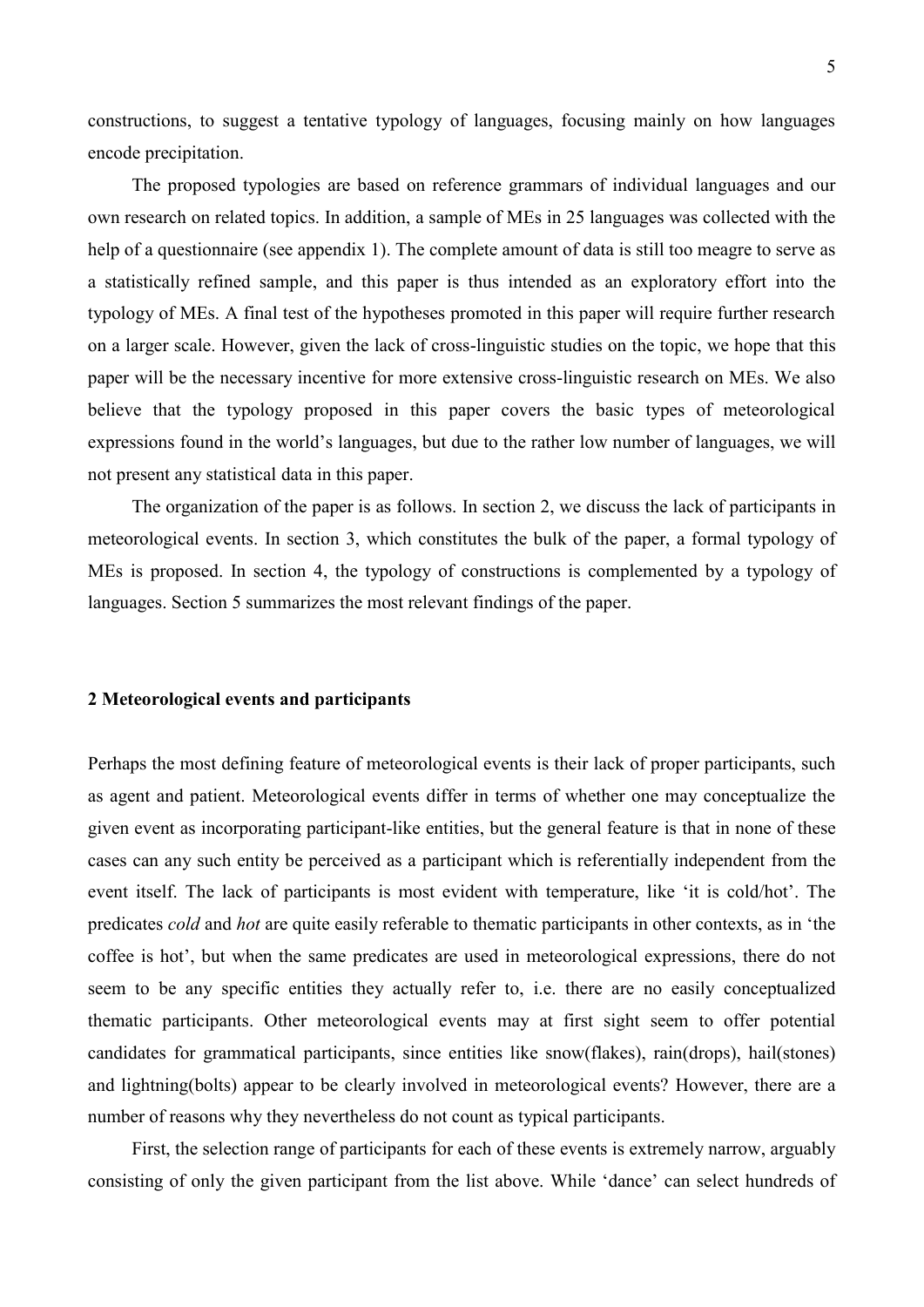constructions, to suggest a tentative typology of languages, focusing mainly on how languages encode precipitation.

The proposed typologies are based on reference grammars of individual languages and our own research on related topics. In addition, a sample of MEs in 25 languages was collected with the help of a questionnaire (see appendix 1). The complete amount of data is still too meagre to serve as a statistically refined sample, and this paper is thus intended as an exploratory effort into the typology of MEs. A final test of the hypotheses promoted in this paper will require further research on a larger scale. However, given the lack of cross-linguistic studies on the topic, we hope that this paper will be the necessary incentive for more extensive cross-linguistic research on MEs. We also believe that the typology proposed in this paper covers the basic types of meteorological expressions found in the world's languages, but due to the rather low number of languages, we will not present any statistical data in this paper.

The organization of the paper is as follows. In section 2, we discuss the lack of participants in meteorological events. In section 3, which constitutes the bulk of the paper, a formal typology of MEs is proposed. In section 4, the typology of constructions is complemented by a typology of languages. Section 5 summarizes the most relevant findings of the paper.

## 2 Meteorological events and participants

Perhaps the most defining feature of meteorological events is their lack of proper participants, such as agent and patient. Meteorological events differ in terms of whether one may conceptualize the given event as incorporating participant-like entities, but the general feature is that in none of these cases can any such entity be perceived as a participant which is referentially independent from the event itself. The lack of participants is most evident with temperature, like 'it is cold/hot'. The predicates *cold* and *hot* are quite easily referable to thematic participants in other contexts, as in 'the coffee is hot', but when the same predicates are used in meteorological expressions, there do not seem to be any specific entities they actually refer to, i.e. there are no easily conceptualized thematic participants. Other meteorological events may at first sight seem to offer potential candidates for grammatical participants, since entities like snow(flakes), rain(drops), hail(stones) and lightning(bolts) appear to be clearly involved in meteorological events? However, there are a number of reasons why they nevertheless do not count as typical participants.

First, the selection range of participants for each of these events is extremely narrow, arguably consisting of only the given participant from the list above. While 'dance' can select hundreds of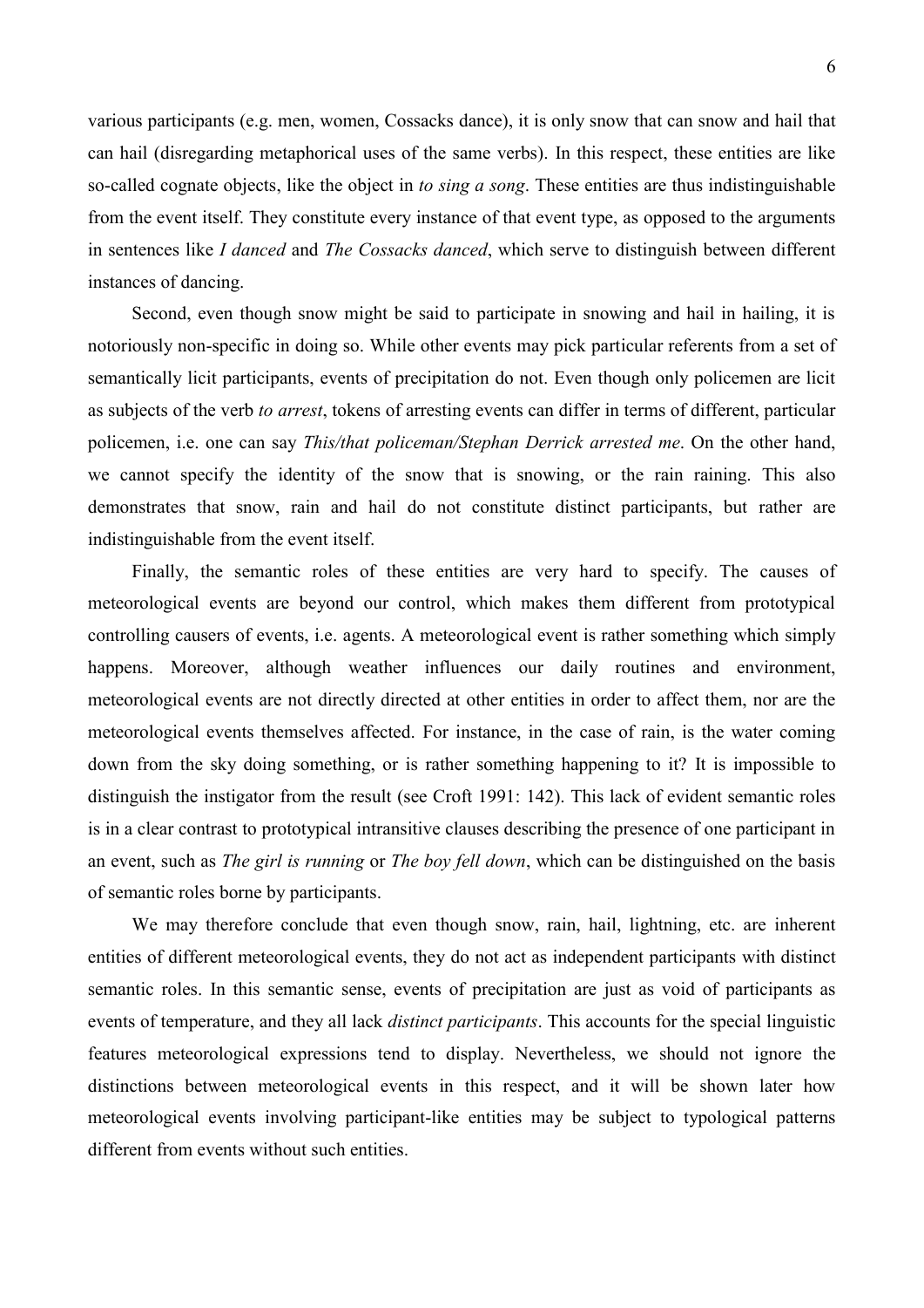various participants (e.g. men, women, Cossacks dance), it is only snow that can snow and hail that can hail (disregarding metaphorical uses of the same verbs). In this respect, these entities are like so-called cognate objects, like the object in *to sing a song*. These entities are thus indistinguishable from the event itself. They constitute every instance of that event type, as opposed to the arguments in sentences like *I danced* and *The Cossacks danced*, which serve to distinguish between different instances of dancing.

Second, even though snow might be said to participate in snowing and hail in hailing, it is notoriously non-specific in doing so. While other events may pick particular referents from a set of semantically licit participants, events of precipitation do not. Even though only policemen are licit as subjects of the verb *to arrest*, tokens of arresting events can differ in terms of different, particular policemen, i.e. one can say *This/that policeman/Stephan Derrick arrested me*. On the other hand, we cannot specify the identity of the snow that is snowing, or the rain raining. This also demonstrates that snow, rain and hail do not constitute distinct participants, but rather are indistinguishable from the event itself.

Finally, the semantic roles of these entities are very hard to specify. The causes of meteorological events are beyond our control, which makes them different from prototypical controlling causers of events, i.e. agents. A meteorological event is rather something which simply happens. Moreover, although weather influences our daily routines and environment, meteorological events are not directly directed at other entities in order to affect them, nor are the meteorological events themselves affected. For instance, in the case of rain, is the water coming down from the sky doing something, or is rather something happening to it? It is impossible to distinguish the instigator from the result (see Croft 1991: 142). This lack of evident semantic roles is in a clear contrast to prototypical intransitive clauses describing the presence of one participant in an event, such as *The girl is running* or *The boy fell down*, which can be distinguished on the basis of semantic roles borne by participants.

We may therefore conclude that even though snow, rain, hail, lightning, etc. are inherent entities of different meteorological events, they do not act as independent participants with distinct semantic roles. In this semantic sense, events of precipitation are just as void of participants as events of temperature, and they all lack *distinct participants*. This accounts for the special linguistic features meteorological expressions tend to display. Nevertheless, we should not ignore the distinctions between meteorological events in this respect, and it will be shown later how meteorological events involving participant-like entities may be subject to typological patterns different from events without such entities.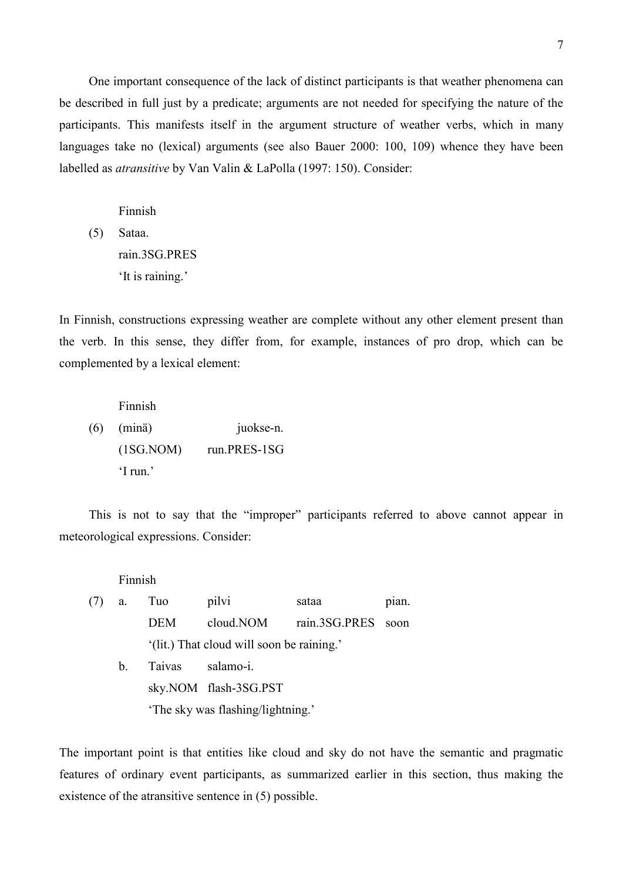One important consequence of the lack of distinct participants is that weather phenomena can be described in full just by a predicate; arguments are not needed for specifying the nature of the participants. This manifests itself in the argument structure of weather verbs, which in many languages take no (lexical) arguments (see also Bauer 2000: 100, 109) whence they have been labelled as *atransitive* by Van Valin & LaPolla (1997: 150). Consider:

Finnish

(5) Sataa.
rain.3SG.PRES
'It is raining.'

In Finnish, constructions expressing weather are complete without any other element present than the verb. In this sense, they differ from, for example, instances of pro drop, which can be complemented by a lexical element:

Finnish

(6) (minä) juokse-n.
(1SG.NOM) run.PRES-1SG
'I run.'

This is not to say that the "improper" participants referred to above cannot appear in meteorological expressions. Consider:

Finnish

(7) a. Tuo pilvi sataa pian.
DEM cloud.NOM rain.3SG.PRES soon
'(lit.) That cloud will soon be raining.'

b. Taivas salamo-i.
sky.NOM flash-3SG.PST
'The sky was flashing/lightning.'

The important point is that entities like cloud and sky do not have the semantic and pragmatic features of ordinary event participants, as summarized earlier in this section, thus making the existence of the atransitive sentence in (5) possible.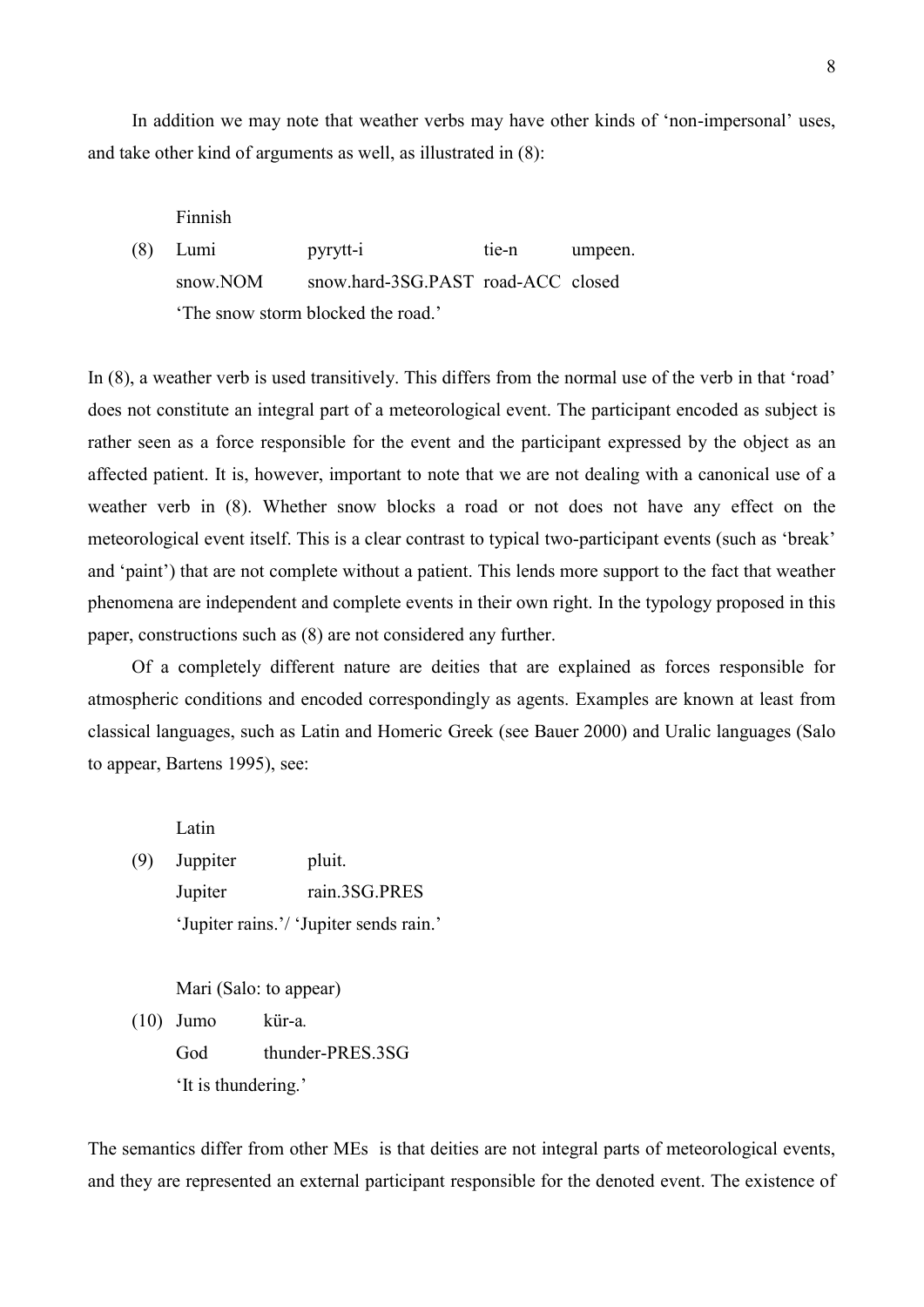In addition we may note that weather verbs may have other kinds of 'non-impersonal' uses, and take other kind of arguments as well, as illustrated in (8):

Finnish

(8) Lumi pyrytt-i tie-n umpeen.
snow.NOM snow.hard-3SG.PAST road-ACC closed
'The snow storm blocked the road.'

In (8), a weather verb is used transitively. This differs from the normal use of the verb in that 'road' does not constitute an integral part of a meteorological event. The participant encoded as subject is rather seen as a force responsible for the event and the participant expressed by the object as an affected patient. It is, however, important to note that we are not dealing with a canonical use of a weather verb in (8). Whether snow blocks a road or not does not have any effect on the meteorological event itself. This is a clear contrast to typical two-participant events (such as 'break' and 'paint') that are not complete without a patient. This lends more support to the fact that weather phenomena are independent and complete events in their own right. In the typology proposed in this paper, constructions such as (8) are not considered any further.

Of a completely different nature are deities that are explained as forces responsible for atmospheric conditions and encoded correspondingly as agents. Examples are known at least from classical languages, such as Latin and Homeric Greek (see Bauer 2000) and Uralic languages (Salo to appear, Bartens 1995), see:

Latin

(9) Juppiter pluit.
Jupiter rain.3SG.PRES
'Jupiter rains.'/ 'Jupiter sends rain.'

Mari (Salo: to appear)

(10) Jumo kür-a.
God thunder-PRES.3SG
'It is thundering.'

The semantics differ from other MEs is that deities are not integral parts of meteorological events, and they are represented an external participant responsible for the denoted event. The existence of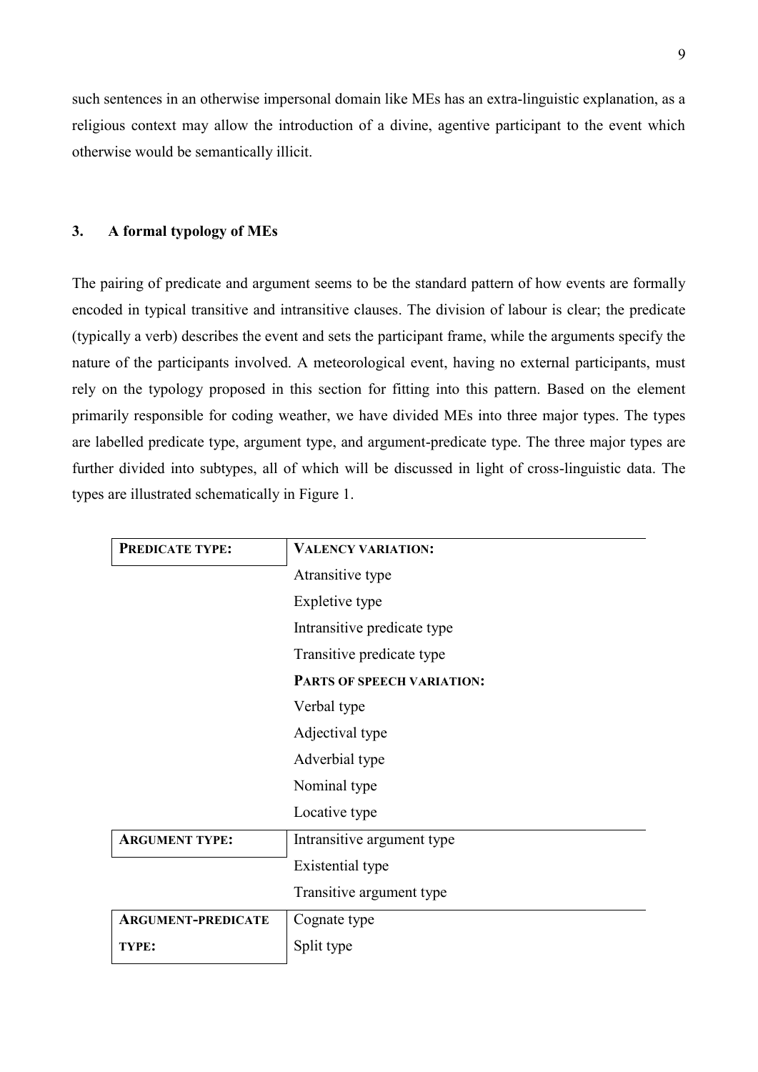such sentences in an otherwise impersonal domain like MEs has an extra-linguistic explanation, as a religious context may allow the introduction of a divine, agentive participant to the event which otherwise would be semantically illicit.

## 3. A formal typology of MEs

The pairing of predicate and argument seems to be the standard pattern of how events are formally encoded in typical transitive and intransitive clauses. The division of labour is clear; the predicate (typically a verb) describes the event and sets the participant frame, while the arguments specify the nature of the participants involved. A meteorological event, having no external participants, must rely on the typology proposed in this section for fitting into this pattern. Based on the element primarily responsible for coding weather, we have divided MEs into three major types. The types are labelled predicate type, argument type, and argument-predicate type. The three major types are further divided into subtypes, all of which will be discussed in light of cross-linguistic data. The types are illustrated schematically in Figure 1.

| | |
|---|---|
| **PREDICATE TYPE:** | **VALENCY VARIATION:** |
| | Atransitive type |
| | Expletive type |
| | Intransitive predicate type |
| | Transitive predicate type |
| | **PARTS OF SPEECH VARIATION:** |
| | Verbal type |
| | Adjectival type |
| | Adverbial type |
| | Nominal type |
| | Locative type |
| **ARGUMENT TYPE:** | Intransitive argument type |
| | Existential type |
| | Transitive argument type |
| **ARGUMENT-PREDICATE TYPE:** | Cognate type |
| | Split type |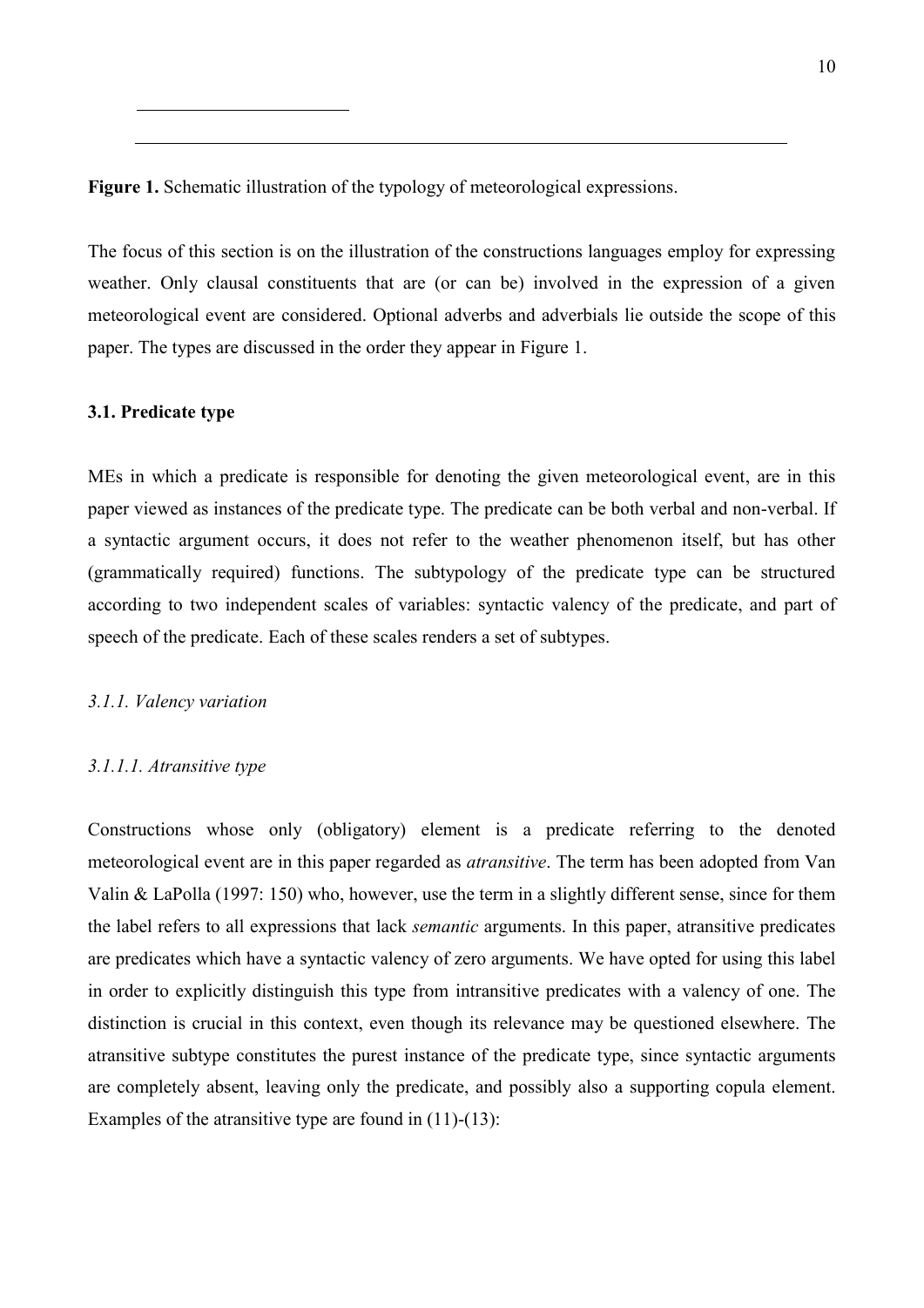**Figure 1.** Schematic illustration of the typology of meteorological expressions.

The focus of this section is on the illustration of the constructions languages employ for expressing weather. Only clausal constituents that are (or can be) involved in the expression of a given meteorological event are considered. Optional adverbs and adverbials lie outside the scope of this paper. The types are discussed in the order they appear in Figure 1.

### 3.1. Predicate type

MEs in which a predicate is responsible for denoting the given meteorological event, are in this paper viewed as instances of the predicate type. The predicate can be both verbal and non-verbal. If a syntactic argument occurs, it does not refer to the weather phenomenon itself, but has other (grammatically required) functions. The subtypology of the predicate type can be structured according to two independent scales of variables: syntactic valency of the predicate, and part of speech of the predicate. Each of these scales renders a set of subtypes.

#### *3.1.1. Valency variation*

#### *3.1.1.1. Atransitive type*

Constructions whose only (obligatory) element is a predicate referring to the denoted meteorological event are in this paper regarded as *atransitive*. The term has been adopted from Van Valin & LaPolla (1997: 150) who, however, use the term in a slightly different sense, since for them the label refers to all expressions that lack *semantic* arguments. In this paper, atransitive predicates are predicates which have a syntactic valency of zero arguments. We have opted for using this label in order to explicitly distinguish this type from intransitive predicates with a valency of one. The distinction is crucial in this context, even though its relevance may be questioned elsewhere. The atransitive subtype constitutes the purest instance of the predicate type, since syntactic arguments are completely absent, leaving only the predicate, and possibly also a supporting copula element. Examples of the atransitive type are found in (11)-(13):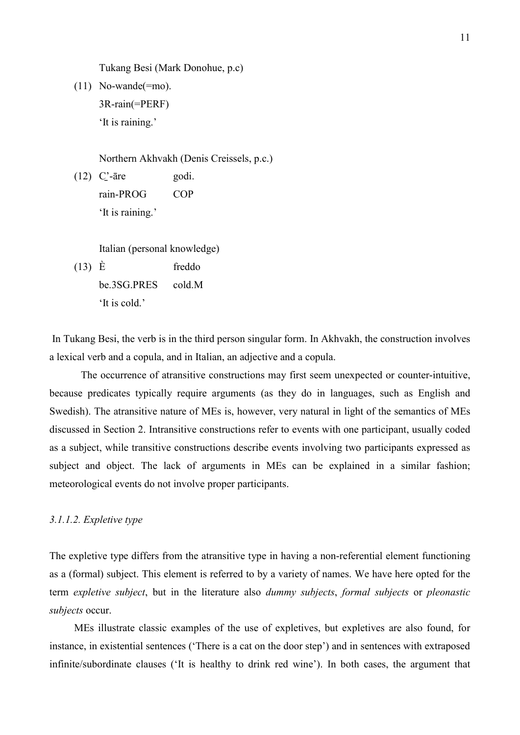Tukang Besi (Mark Donohue, p.c)

(11) No-wande(=mo).  
3R-rain(=PERF)  
'It is raining.'

Northern Akhvakh (Denis Creissels, p.c.)

(12) C̱'-āre godi.  
rain-PROG COP  
'It is raining.'

Italian (personal knowledge)

(13) È freddo  
be.3SG.PRES cold.M  
'It is cold.'

In Tukang Besi, the verb is in the third person singular form. In Akhvakh, the construction involves a lexical verb and a copula, and in Italian, an adjective and a copula.

The occurrence of atransitive constructions may first seem unexpected or counter-intuitive, because predicates typically require arguments (as they do in languages, such as English and Swedish). The atransitive nature of MEs is, however, very natural in light of the semantics of MEs discussed in Section 2. Intransitive constructions refer to events with one participant, usually coded as a subject, while transitive constructions describe events involving two participants expressed as subject and object. The lack of arguments in MEs can be explained in a similar fashion; meteorological events do not involve proper participants.

#### *3.1.1.2. Expletive type*

The expletive type differs from the atransitive type in having a non-referential element functioning as a (formal) subject. This element is referred to by a variety of names. We have here opted for the term *expletive subject*, but in the literature also *dummy subjects*, *formal subjects* or *pleonastic subjects* occur.

MEs illustrate classic examples of the use of expletives, but expletives are also found, for instance, in existential sentences ('There is a cat on the door step') and in sentences with extraposed infinite/subordinate clauses ('It is healthy to drink red wine'). In both cases, the argument that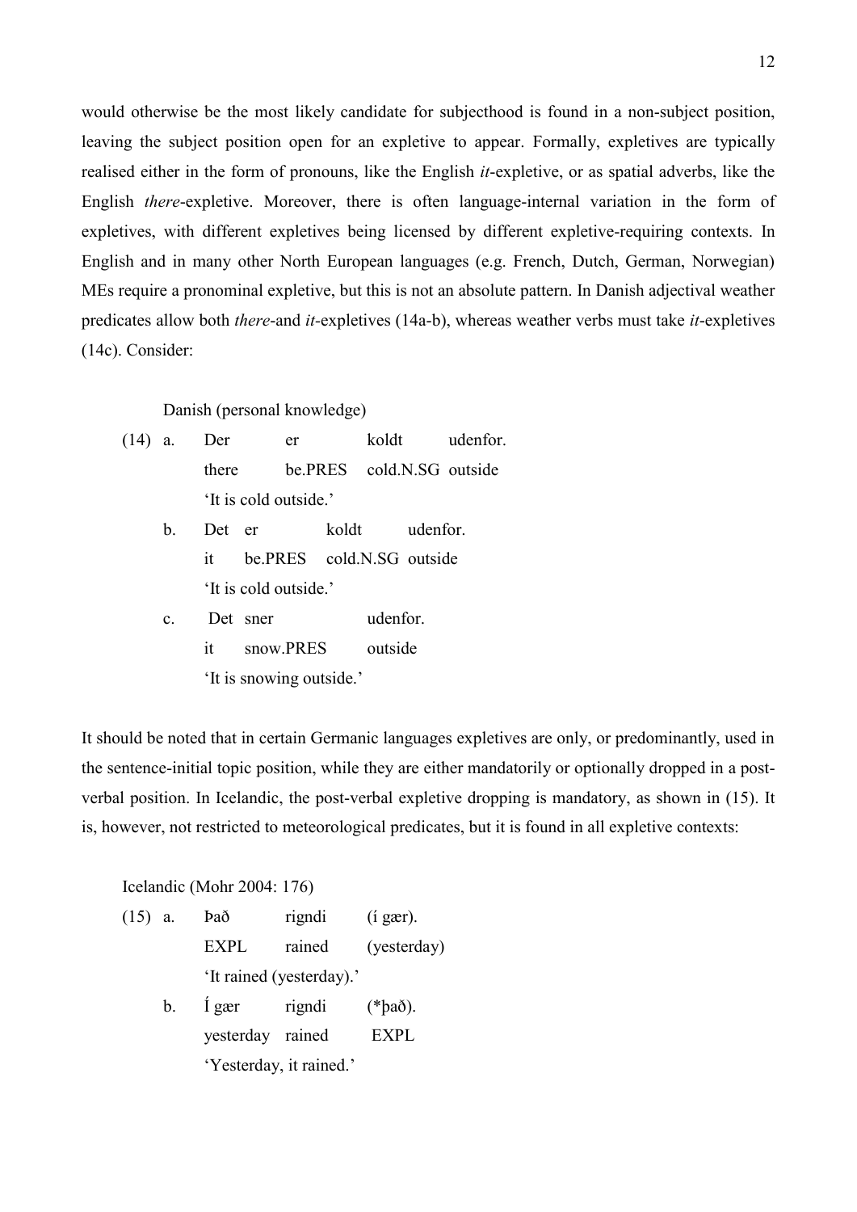would otherwise be the most likely candidate for subjecthood is found in a non-subject position, leaving the subject position open for an expletive to appear. Formally, expletives are typically realised either in the form of pronouns, like the English *it*-expletive, or as spatial adverbs, like the English *there*-expletive. Moreover, there is often language-internal variation in the form of expletives, with different expletives being licensed by different expletive-requiring contexts. In English and in many other North European languages (e.g. French, Dutch, German, Norwegian) MEs require a pronominal expletive, but this is not an absolute pattern. In Danish adjectival weather predicates allow both *there*-and *it*-expletives (14a-b), whereas weather verbs must take *it*-expletives (14c). Consider:

Danish (personal knowledge)

(14) a. Der er koldt udenfor.
there be.PRES cold.N.SG outside
'It is cold outside.'

b. Det er koldt udenfor.
it be.PRES cold.N.SG outside
'It is cold outside.'

c. Det sner udenfor.
it snow.PRES outside
'It is snowing outside.'

It should be noted that in certain Germanic languages expletives are only, or predominantly, used in the sentence-initial topic position, while they are either mandatorily or optionally dropped in a post-verbal position. In Icelandic, the post-verbal expletive dropping is mandatory, as shown in (15). It is, however, not restricted to meteorological predicates, but it is found in all expletive contexts:

Icelandic (Mohr 2004: 176)

(15) a. Það rigndi (í gær).
EXPL rained (yesterday)
'It rained (yesterday).'

b. Í gær rigndi (*það).
yesterday rained EXPL
'Yesterday, it rained.'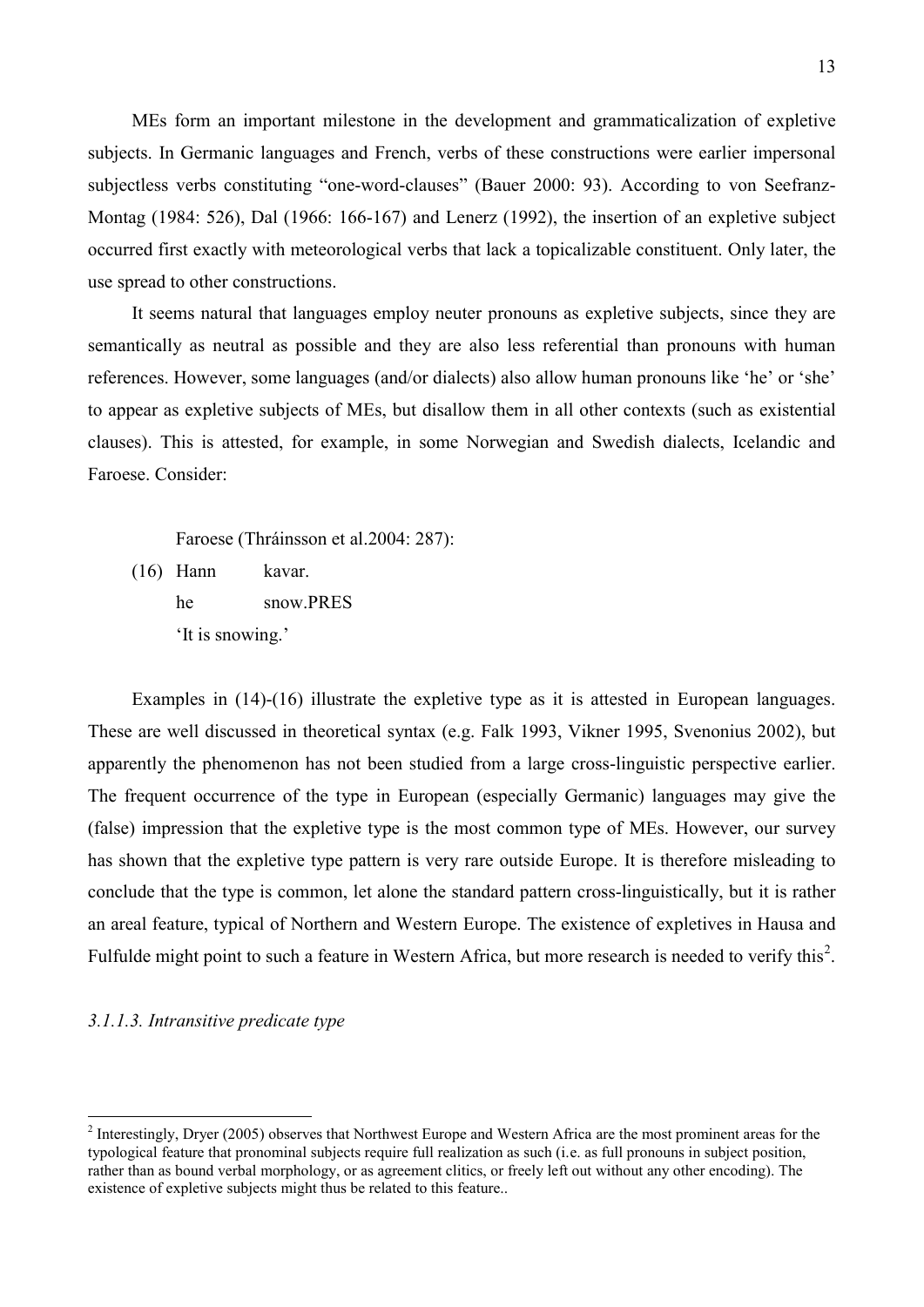MEs form an important milestone in the development and grammaticalization of expletive subjects. In Germanic languages and French, verbs of these constructions were earlier impersonal subjectless verbs constituting "one-word-clauses" (Bauer 2000: 93). According to von Seefranz-Montag (1984: 526), Dal (1966: 166-167) and Lenerz (1992), the insertion of an expletive subject occurred first exactly with meteorological verbs that lack a topicalizable constituent. Only later, the use spread to other constructions.

It seems natural that languages employ neuter pronouns as expletive subjects, since they are semantically as neutral as possible and they are also less referential than pronouns with human references. However, some languages (and/or dialects) also allow human pronouns like 'he' or 'she' to appear as expletive subjects of MEs, but disallow them in all other contexts (such as existential clauses). This is attested, for example, in some Norwegian and Swedish dialects, Icelandic and Faroese. Consider:

Faroese (Thráinsson et al.2004: 287):

(16) Hann kavar.
he snow.PRES
'It is snowing.'

Examples in (14)-(16) illustrate the expletive type as it is attested in European languages. These are well discussed in theoretical syntax (e.g. Falk 1993, Vikner 1995, Svenonius 2002), but apparently the phenomenon has not been studied from a large cross-linguistic perspective earlier. The frequent occurrence of the type in European (especially Germanic) languages may give the (false) impression that the expletive type is the most common type of MEs. However, our survey has shown that the expletive type pattern is very rare outside Europe. It is therefore misleading to conclude that the type is common, let alone the standard pattern cross-linguistically, but it is rather an areal feature, typical of Northern and Western Europe. The existence of expletives in Hausa and Fulfulde might point to such a feature in Western Africa, but more research is needed to verify this[2].

### *3.1.1.3. Intransitive predicate type*

[2] Interestingly, Dryer (2005) observes that Northwest Europe and Western Africa are the most prominent areas for the typological feature that pronominal subjects require full realization as such (i.e. as full pronouns in subject position, rather than as bound verbal morphology, or as agreement clitics, or freely left out without any other encoding). The existence of expletive subjects might thus be related to this feature..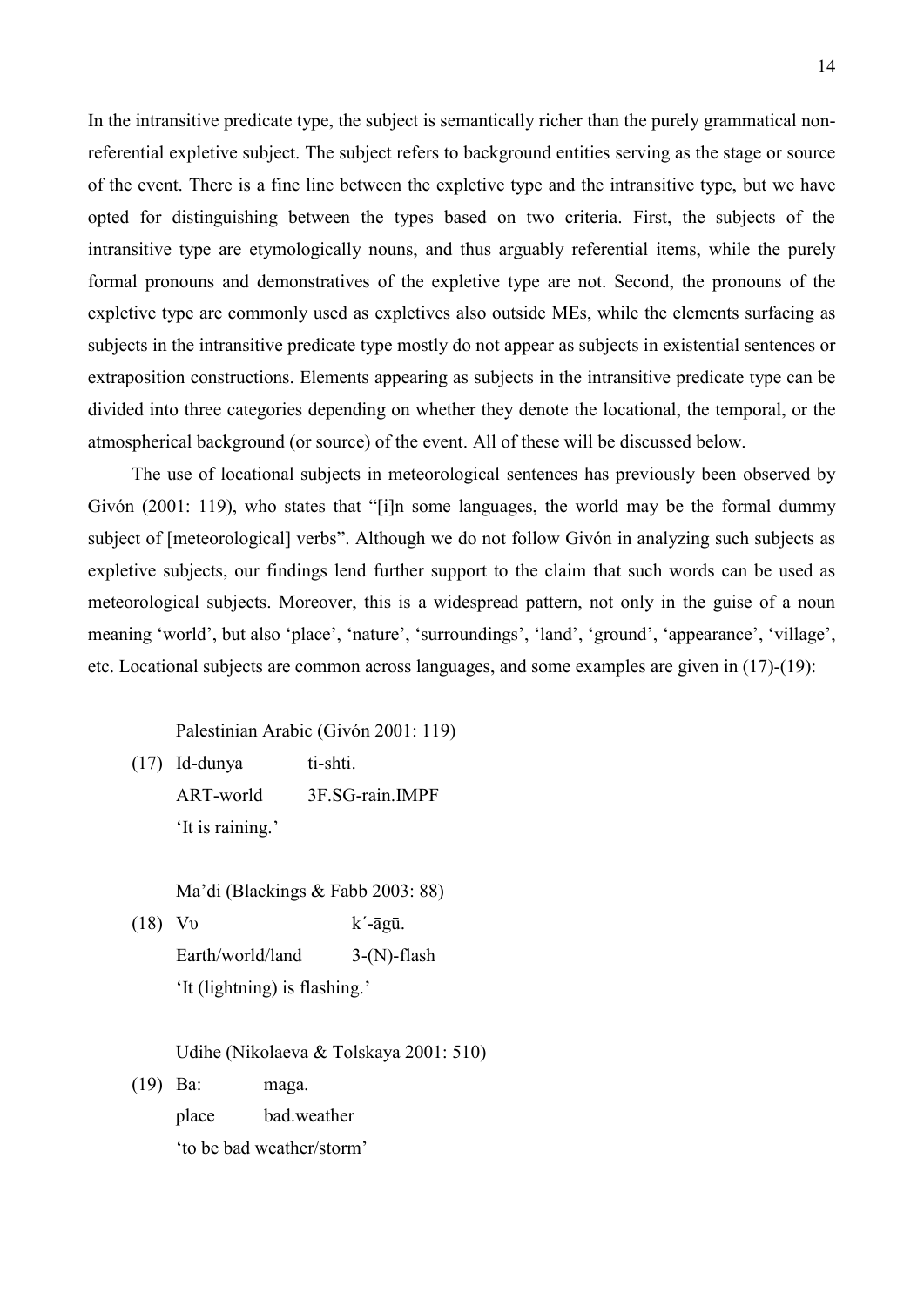In the intransitive predicate type, the subject is semantically richer than the purely grammatical non-referential expletive subject. The subject refers to background entities serving as the stage or source of the event. There is a fine line between the expletive type and the intransitive type, but we have opted for distinguishing between the types based on two criteria. First, the subjects of the intransitive type are etymologically nouns, and thus arguably referential items, while the purely formal pronouns and demonstratives of the expletive type are not. Second, the pronouns of the expletive type are commonly used as expletives also outside MEs, while the elements surfacing as subjects in the intransitive predicate type mostly do not appear as subjects in existential sentences or extraposition constructions. Elements appearing as subjects in the intransitive predicate type can be divided into three categories depending on whether they denote the locational, the temporal, or the atmospherical background (or source) of the event. All of these will be discussed below.

The use of locational subjects in meteorological sentences has previously been observed by Givón (2001: 119), who states that "[i]n some languages, the world may be the formal dummy subject of [meteorological] verbs". Although we do not follow Givón in analyzing such subjects as expletive subjects, our findings lend further support to the claim that such words can be used as meteorological subjects. Moreover, this is a widespread pattern, not only in the guise of a noun meaning 'world', but also 'place', 'nature', 'surroundings', 'land', 'ground', 'appearance', 'village', etc. Locational subjects are common across languages, and some examples are given in (17)-(19):

Palestinian Arabic (Givón 2001: 119)

(17) Id-dunya ti-shti.
ART-world 3F.SG-rain.IMPF
'It is raining.'

Ma'di (Blackings & Fabb 2003: 88)

(18) Vʋ k´-āgū.
Earth/world/land 3-(N)-flash
'It (lightning) is flashing.'

Udihe (Nikolaeva & Tolskaya 2001: 510)

(19) Ba: maga.
place bad.weather
'to be bad weather/storm'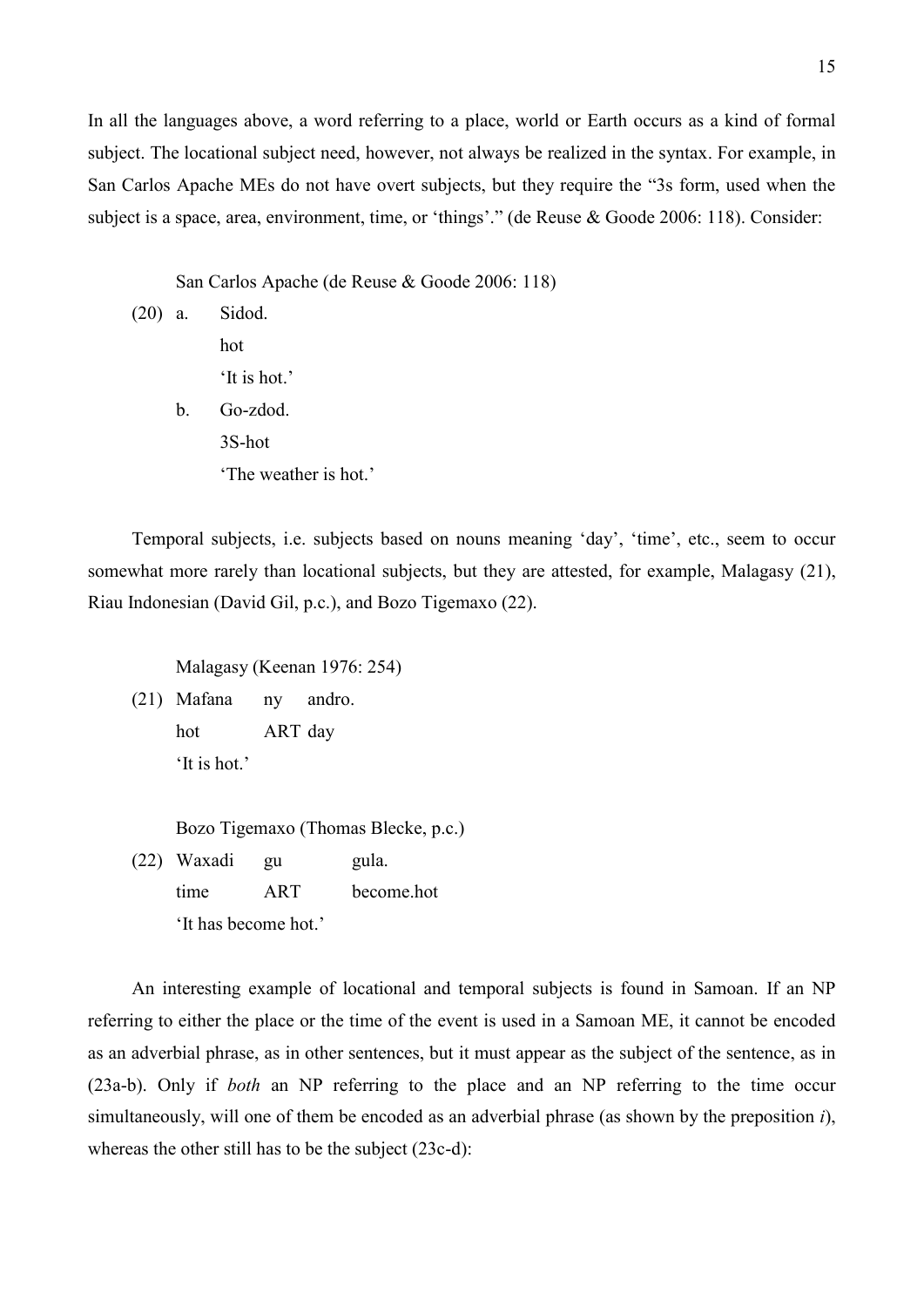In all the languages above, a word referring to a place, world or Earth occurs as a kind of formal subject. The locational subject need, however, not always be realized in the syntax. For example, in San Carlos Apache MEs do not have overt subjects, but they require the "3s form, used when the subject is a space, area, environment, time, or 'things'." (de Reuse & Goode 2006: 118). Consider:

San Carlos Apache (de Reuse & Goode 2006: 118)

(20) a. Sidod.
hot
'It is hot.'

b. Go-zdod.
3S-hot
'The weather is hot.'

Temporal subjects, i.e. subjects based on nouns meaning 'day', 'time', etc., seem to occur somewhat more rarely than locational subjects, but they are attested, for example, Malagasy (21), Riau Indonesian (David Gil, p.c.), and Bozo Tigemaxo (22).

Malagasy (Keenan 1976: 254)

(21) Mafana ny andro.
hot ART day
'It is hot.'

Bozo Tigemaxo (Thomas Blecke, p.c.)

(22) Waxadi gu gula.
time ART become.hot
'It has become hot.'

An interesting example of locational and temporal subjects is found in Samoan. If an NP referring to either the place or the time of the event is used in a Samoan ME, it cannot be encoded as an adverbial phrase, as in other sentences, but it must appear as the subject of the sentence, as in (23a-b). Only if *both* an NP referring to the place and an NP referring to the time occur simultaneously, will one of them be encoded as an adverbial phrase (as shown by the preposition *i*), whereas the other still has to be the subject (23c-d):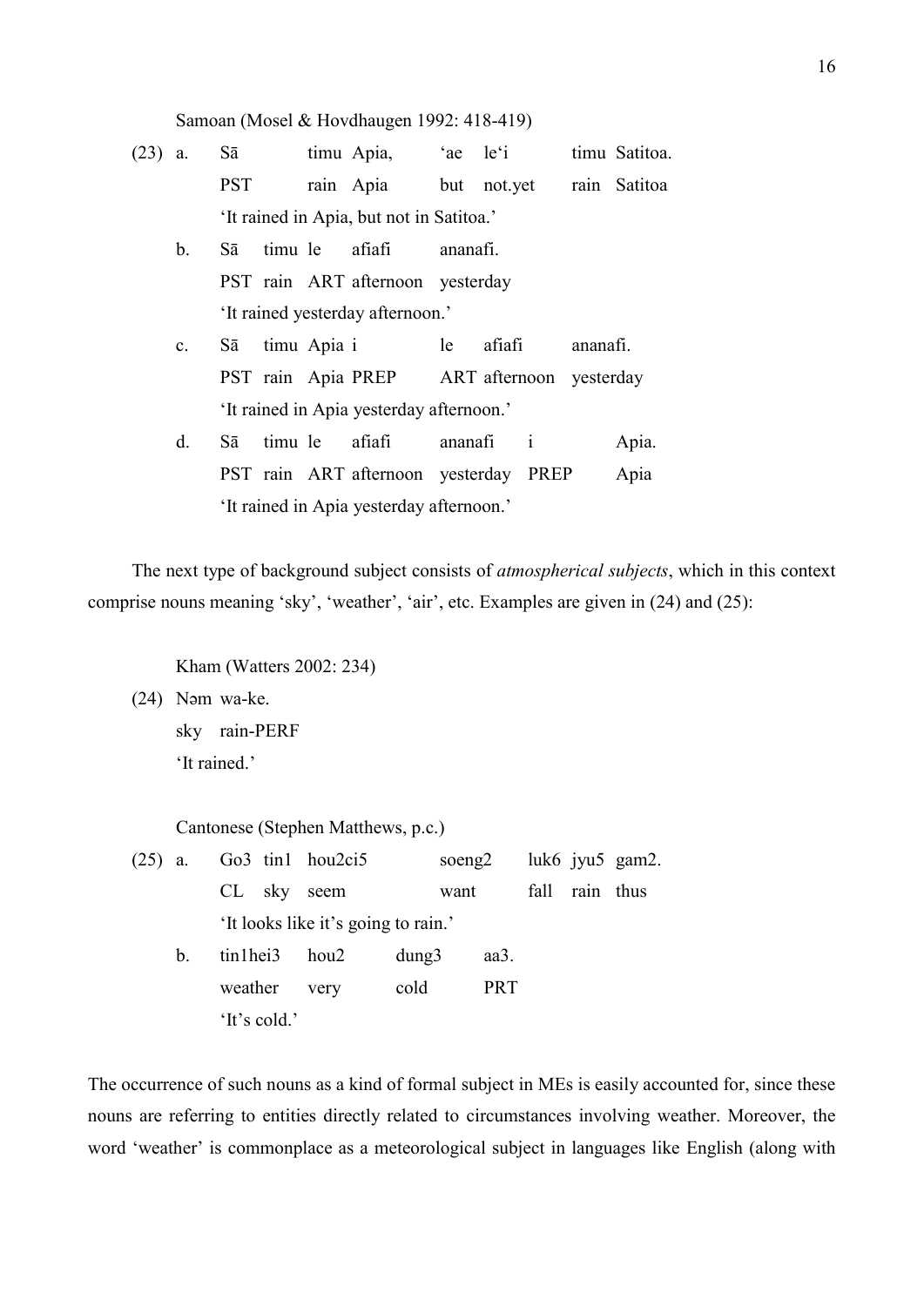Samoan (Mosel & Hovdhaugen 1992: 418-419)

(23) a. Sā timu Apia, ‘ae le‘i timu Satitoa.
PST rain Apia but not.yet rain Satitoa
‘It rained in Apia, but not in Satitoa.’

b. Sā timu le afiafi ananafi.
PST rain ART afternoon yesterday
‘It rained yesterday afternoon.’

c. Sā timu Apia i le afiafi ananafi.
PST rain Apia PREP ART afternoon yesterday
‘It rained in Apia yesterday afternoon.’

d. Sā timu le afiafi ananafi i Apia.
PST rain ART afternoon yesterday PREP Apia
‘It rained in Apia yesterday afternoon.’

The next type of background subject consists of *atmospherical subjects*, which in this context comprise nouns meaning ‘sky’, ‘weather’, ‘air’, etc. Examples are given in (24) and (25):

Kham (Watters 2002: 234)

(24) Nəm wa-ke.
sky rain-PERF
‘It rained.’

Cantonese (Stephen Matthews, p.c.)

(25) a. Go3 tin1 hou2ci5 soeng2 luk6 jyu5 gam2.
CL sky seem want fall rain thus
‘It looks like it’s going to rain.’

b. tin1hei3 hou2 dung3 aa3.
weather very cold PRT
‘It’s cold.’

The occurrence of such nouns as a kind of formal subject in MEs is easily accounted for, since these nouns are referring to entities directly related to circumstances involving weather. Moreover, the word ‘weather’ is commonplace as a meteorological subject in languages like English (along with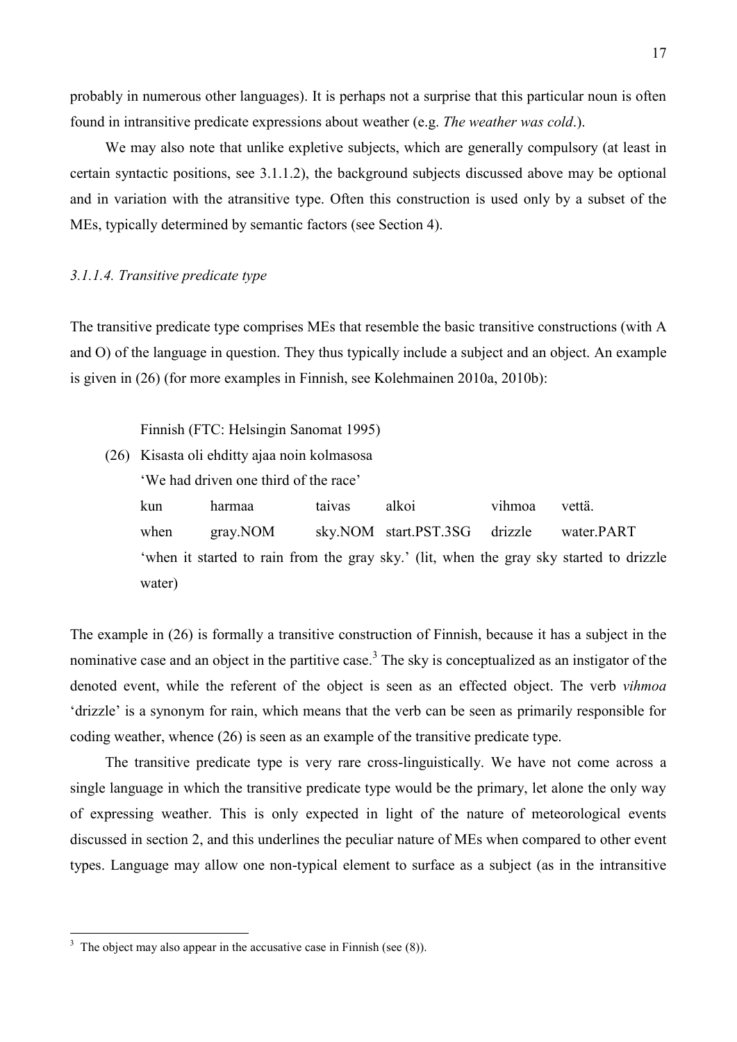probably in numerous other languages). It is perhaps not a surprise that this particular noun is often found in intransitive predicate expressions about weather (e.g. *The weather was cold*.).

We may also note that unlike expletive subjects, which are generally compulsory (at least in certain syntactic positions, see 3.1.1.2), the background subjects discussed above may be optional and in variation with the atransitive type. Often this construction is used only by a subset of the MEs, typically determined by semantic factors (see Section 4).

#### *3.1.1.4. Transitive predicate type*

The transitive predicate type comprises MEs that resemble the basic transitive constructions (with A and O) of the language in question. They thus typically include a subject and an object. An example is given in (26) (for more examples in Finnish, see Kolehmainen 2010a, 2010b):

Finnish (FTC: Helsingin Sanomat 1995)

(26) Kisasta oli ehditty ajaa noin kolmasosa
'We had driven one third of the race'

| | | | | | |
|---|---|---|---|---|---|
| kun | harmaa | taivas | alkoi | vihmoa | vettä. |
| when | gray.NOM | sky.NOM | start.PST.3SG | drizzle | water.PART |

'when it started to rain from the gray sky.' (lit, when the gray sky started to drizzle water)

The example in (26) is formally a transitive construction of Finnish, because it has a subject in the nominative case and an object in the partitive case.[3] The sky is conceptualized as an instigator of the denoted event, while the referent of the object is seen as an effected object. The verb *vihmoa* 'drizzle' is a synonym for rain, which means that the verb can be seen as primarily responsible for coding weather, whence (26) is seen as an example of the transitive predicate type.

The transitive predicate type is very rare cross-linguistically. We have not come across a single language in which the transitive predicate type would be the primary, let alone the only way of expressing weather. This is only expected in light of the nature of meteorological events discussed in section 2, and this underlines the peculiar nature of MEs when compared to other event types. Language may allow one non-typical element to surface as a subject (as in the intransitive

[3] The object may also appear in the accusative case in Finnish (see (8)).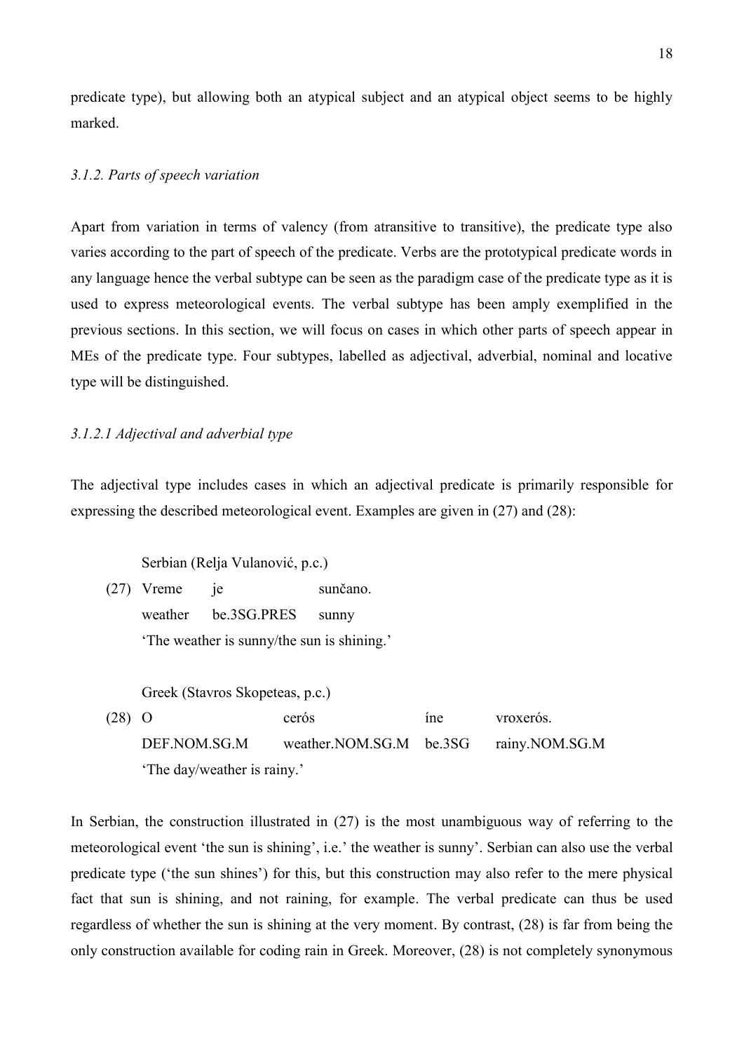predicate type), but allowing both an atypical subject and an atypical object seems to be highly marked.

### *3.1.2. Parts of speech variation*

Apart from variation in terms of valency (from atransitive to transitive), the predicate type also varies according to the part of speech of the predicate. Verbs are the prototypical predicate words in any language hence the verbal subtype can be seen as the paradigm case of the predicate type as it is used to express meteorological events. The verbal subtype has been amply exemplified in the previous sections. In this section, we will focus on cases in which other parts of speech appear in MEs of the predicate type. Four subtypes, labelled as adjectival, adverbial, nominal and locative type will be distinguished.

#### *3.1.2.1 Adjectival and adverbial type*

The adjectival type includes cases in which an adjectival predicate is primarily responsible for expressing the described meteorological event. Examples are given in (27) and (28):

Serbian (Relja Vulanović, p.c.)

| | | | |
|---|---|---|---|
| (27) | Vreme | je | sunčano. |
| | weather | be.3SG.PRES | sunny |

'The weather is sunny/the sun is shining.'

Greek (Stavros Skopeteas, p.c.)

| | | | | |
|---|---|---|---|---|
| (28) | O | cerós | íne | vroxerós. |
| | DEF.NOM.SG.M | weather.NOM.SG.M | be.3SG | rainy.NOM.SG.M |

'The day/weather is rainy.'

In Serbian, the construction illustrated in (27) is the most unambiguous way of referring to the meteorological event 'the sun is shining', i.e.' the weather is sunny'. Serbian can also use the verbal predicate type ('the sun shines') for this, but this construction may also refer to the mere physical fact that sun is shining, and not raining, for example. The verbal predicate can thus be used regardless of whether the sun is shining at the very moment. By contrast, (28) is far from being the only construction available for coding rain in Greek. Moreover, (28) is not completely synonymous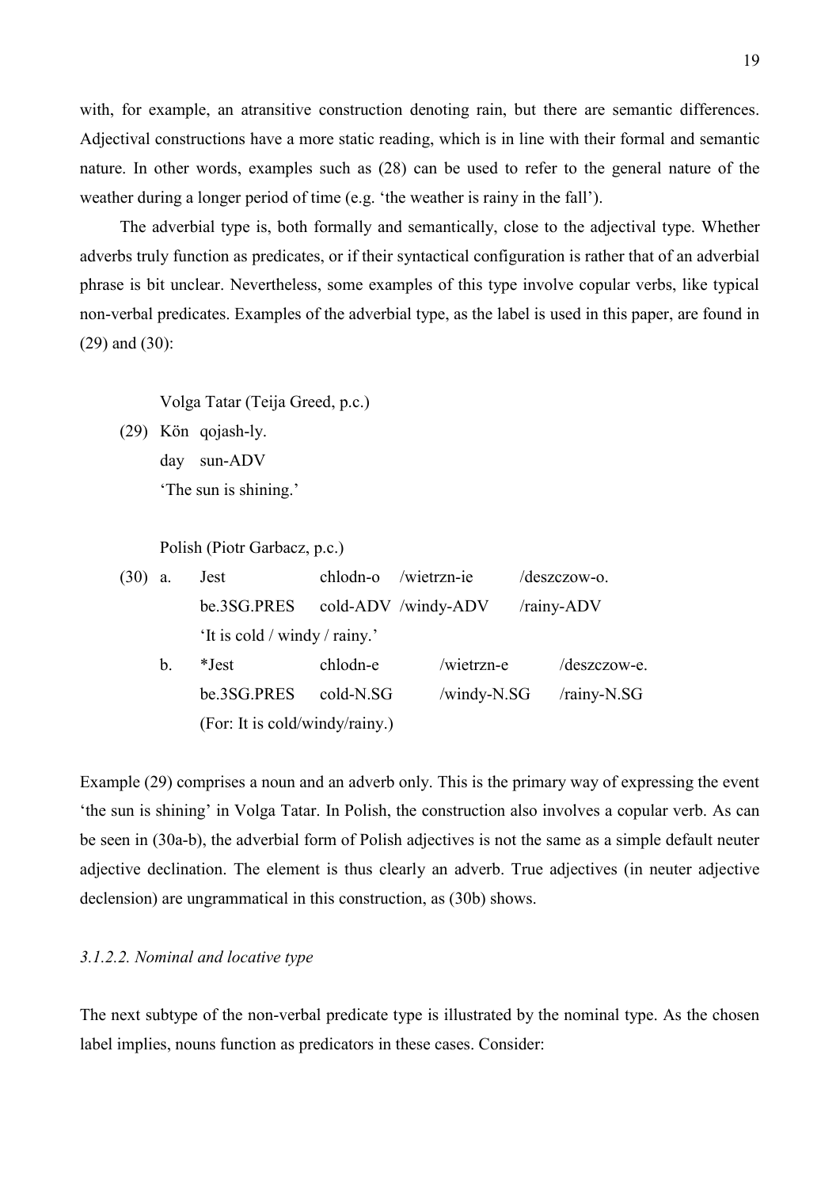with, for example, an atransitive construction denoting rain, but there are semantic differences. Adjectival constructions have a more static reading, which is in line with their formal and semantic nature. In other words, examples such as (28) can be used to refer to the general nature of the weather during a longer period of time (e.g. 'the weather is rainy in the fall').

The adverbial type is, both formally and semantically, close to the adjectival type. Whether adverbs truly function as predicates, or if their syntactical configuration is rather that of an adverbial phrase is bit unclear. Nevertheless, some examples of this type involve copular verbs, like typical non-verbal predicates. Examples of the adverbial type, as the label is used in this paper, are found in (29) and (30):

Volga Tatar (Teija Greed, p.c.)

(29) Kön qojash-ly.
day sun-ADV
'The sun is shining.'

Polish (Piotr Garbacz, p.c.)

(30) a. Jest chlodn-o /wietrzn-ie /deszczow-o.
be.3SG.PRES cold-ADV /windy-ADV /rainy-ADV
'It is cold / windy / rainy.'

b. *Jest chlodn-e /wietrzn-e /deszczow-e.
be.3SG.PRES cold-N.SG /windy-N.SG /rainy-N.SG
(For: It is cold/windy/rainy.)

Example (29) comprises a noun and an adverb only. This is the primary way of expressing the event 'the sun is shining' in Volga Tatar. In Polish, the construction also involves a copular verb. As can be seen in (30a-b), the adverbial form of Polish adjectives is not the same as a simple default neuter adjective declination. The element is thus clearly an adverb. True adjectives (in neuter adjective declension) are ungrammatical in this construction, as (30b) shows.

#### *3.1.2.2. Nominal and locative type*

The next subtype of the non-verbal predicate type is illustrated by the nominal type. As the chosen label implies, nouns function as predicators in these cases. Consider: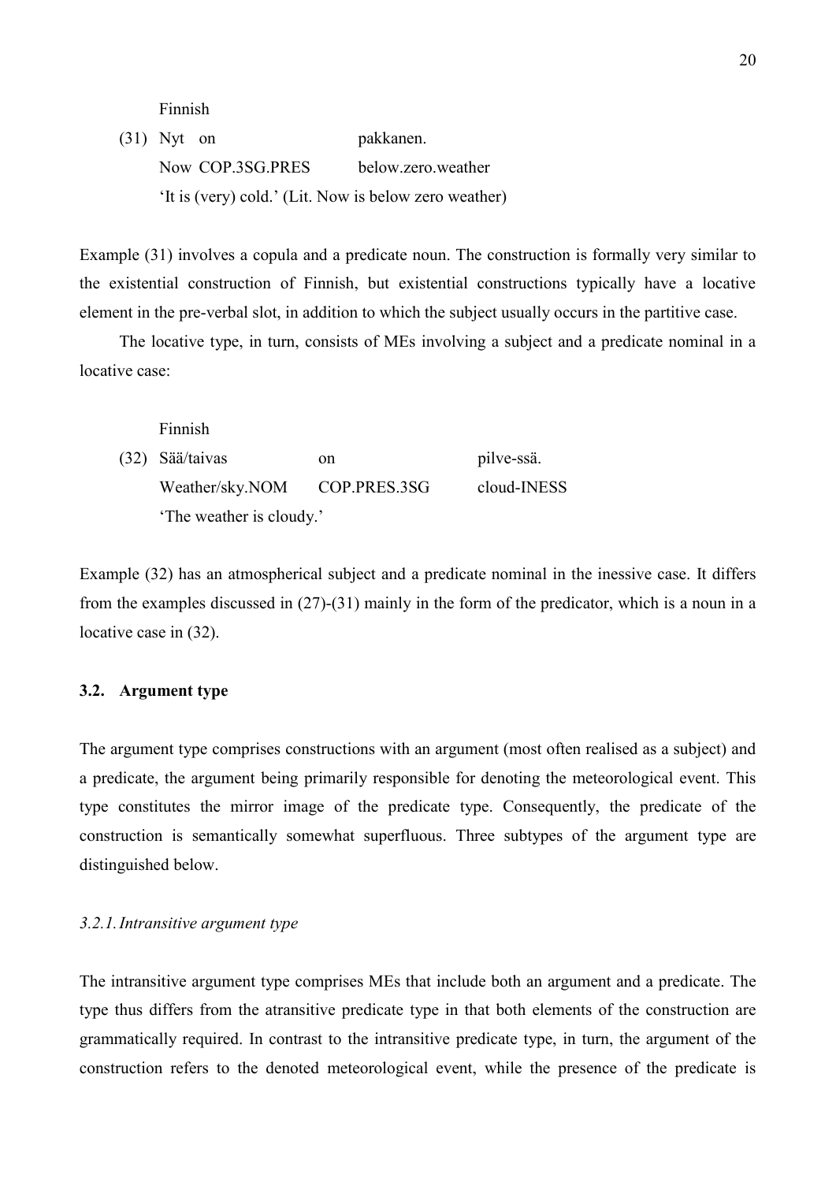Finnish

(31) Nyt on pakkanen.
Now COP.3SG.PRES below.zero.weather
'It is (very) cold.' (Lit. Now is below zero weather)

Example (31) involves a copula and a predicate noun. The construction is formally very similar to the existential construction of Finnish, but existential constructions typically have a locative element in the pre-verbal slot, in addition to which the subject usually occurs in the partitive case.

The locative type, in turn, consists of MEs involving a subject and a predicate nominal in a locative case:

Finnish

(32) Sää/taivas on pilve-ssä.
Weather/sky.NOM COP.PRES.3SG cloud-INESS
'The weather is cloudy.'

Example (32) has an atmospherical subject and a predicate nominal in the inessive case. It differs from the examples discussed in (27)-(31) mainly in the form of the predicator, which is a noun in a locative case in (32).

### 3.2. Argument type

The argument type comprises constructions with an argument (most often realised as a subject) and a predicate, the argument being primarily responsible for denoting the meteorological event. This type constitutes the mirror image of the predicate type. Consequently, the predicate of the construction is semantically somewhat superfluous. Three subtypes of the argument type are distinguished below.

#### *3.2.1. Intransitive argument type*

The intransitive argument type comprises MEs that include both an argument and a predicate. The type thus differs from the atransitive predicate type in that both elements of the construction are grammatically required. In contrast to the intransitive predicate type, in turn, the argument of the construction refers to the denoted meteorological event, while the presence of the predicate is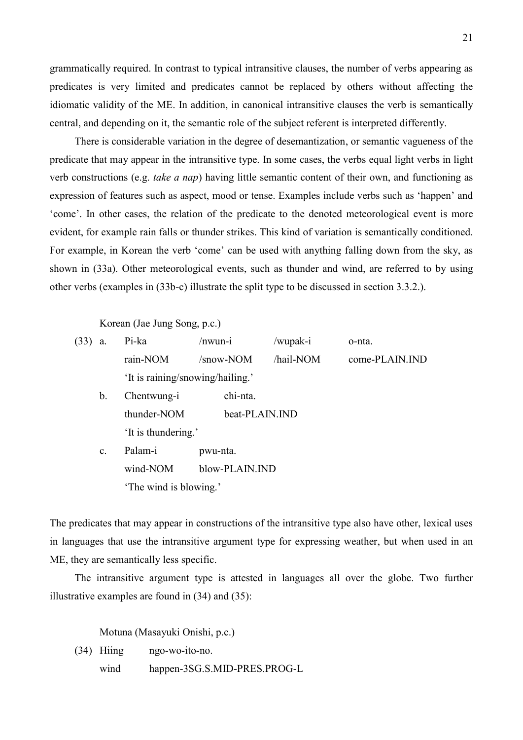grammatically required. In contrast to typical intransitive clauses, the number of verbs appearing as predicates is very limited and predicates cannot be replaced by others without affecting the idiomatic validity of the ME. In addition, in canonical intransitive clauses the verb is semantically central, and depending on it, the semantic role of the subject referent is interpreted differently.

There is considerable variation in the degree of desemantization, or semantic vagueness of the predicate that may appear in the intransitive type. In some cases, the verbs equal light verbs in light verb constructions (e.g. *take a nap*) having little semantic content of their own, and functioning as expression of features such as aspect, mood or tense. Examples include verbs such as 'happen' and 'come'. In other cases, the relation of the predicate to the denoted meteorological event is more evident, for example rain falls or thunder strikes. This kind of variation is semantically conditioned. For example, in Korean the verb 'come' can be used with anything falling down from the sky, as shown in (33a). Other meteorological events, such as thunder and wind, are referred to by using other verbs (examples in (33b-c) illustrate the split type to be discussed in section 3.3.2.).

Korean (Jae Jung Song, p.c.)

(33) a. Pi-ka /nwun-i /wupak-i o-nta.
rain-NOM /snow-NOM /hail-NOM come-PLAIN.IND
'It is raining/snowing/hailing.'

b. Chentwung-i chi-nta.
thunder-NOM beat-PLAIN.IND
'It is thundering.'

c. Palam-i pwu-nta.
wind-NOM blow-PLAIN.IND
'The wind is blowing.'

The predicates that may appear in constructions of the intransitive type also have other, lexical uses in languages that use the intransitive argument type for expressing weather, but when used in an ME, they are semantically less specific.

The intransitive argument type is attested in languages all over the globe. Two further illustrative examples are found in (34) and (35):

Motuna (Masayuki Onishi, p.c.)

(34) Hiing ngo-wo-ito-no.
wind happen-3SG.S.MID-PRES.PROG-L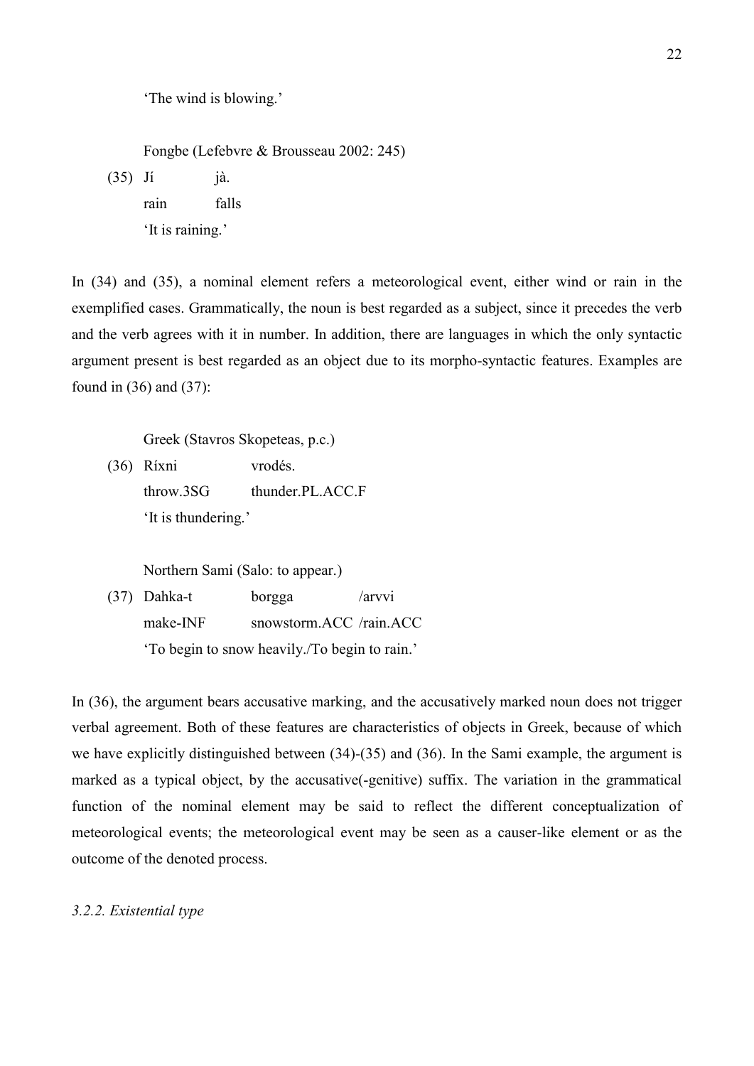'The wind is blowing.'

Fongbe (Lefebvre & Brousseau 2002: 245)

(35) Jí jà.
rain falls
'It is raining.'

In (34) and (35), a nominal element refers a meteorological event, either wind or rain in the exemplified cases. Grammatically, the noun is best regarded as a subject, since it precedes the verb and the verb agrees with it in number. In addition, there are languages in which the only syntactic argument present is best regarded as an object due to its morpho-syntactic features. Examples are found in (36) and (37):

Greek (Stavros Skopeteas, p.c.)

(36) Ríxni vrodés.
throw.3SG thunder.PL.ACC.F
'It is thundering.'

Northern Sami (Salo: to appear.)

(37) Dahka-t borgga /arvvi
make-INF snowstorm.ACC /rain.ACC
'To begin to snow heavily./To begin to rain.'

In (36), the argument bears accusative marking, and the accusatively marked noun does not trigger verbal agreement. Both of these features are characteristics of objects in Greek, because of which we have explicitly distinguished between (34)-(35) and (36). In the Sami example, the argument is marked as a typical object, by the accusative(-genitive) suffix. The variation in the grammatical function of the nominal element may be said to reflect the different conceptualization of meteorological events; the meteorological event may be seen as a causer-like element or as the outcome of the denoted process.

*3.2.2. Existential type*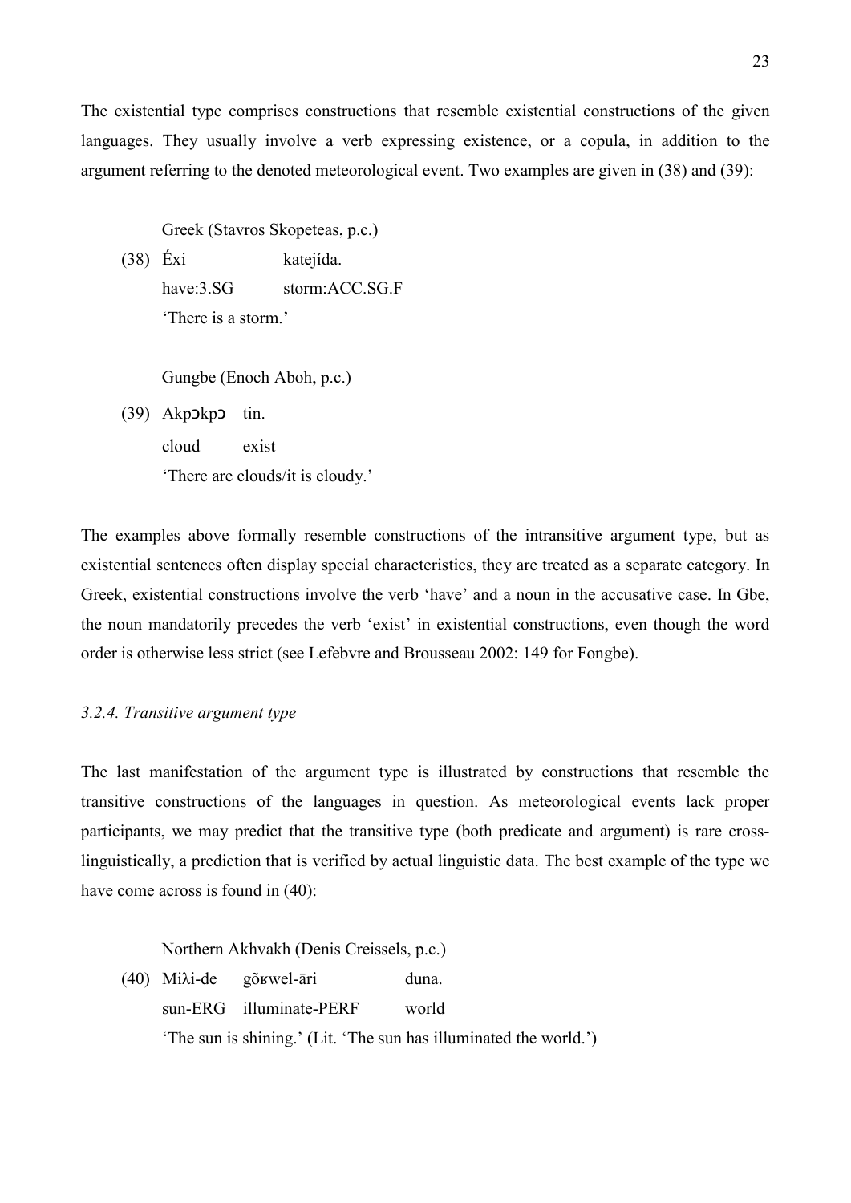The existential type comprises constructions that resemble existential constructions of the given languages. They usually involve a verb expressing existence, or a copula, in addition to the argument referring to the denoted meteorological event. Two examples are given in (38) and (39):

Greek (Stavros Skopeteas, p.c.)

(38) Éxi katejída.
have:3.SG storm:ACC.SG.F
'There is a storm.'

Gungbe (Enoch Aboh, p.c.)

(39) Akpɔkpɔ tin.
cloud exist
'There are clouds/it is cloudy.'

The examples above formally resemble constructions of the intransitive argument type, but as existential sentences often display special characteristics, they are treated as a separate category. In Greek, existential constructions involve the verb 'have' and a noun in the accusative case. In Gbe, the noun mandatorily precedes the verb 'exist' in existential constructions, even though the word order is otherwise less strict (see Lefebvre and Brousseau 2002: 149 for Fongbe).

### *3.2.4. Transitive argument type*

The last manifestation of the argument type is illustrated by constructions that resemble the transitive constructions of the languages in question. As meteorological events lack proper participants, we may predict that the transitive type (both predicate and argument) is rare cross-linguistically, a prediction that is verified by actual linguistic data. The best example of the type we have come across is found in (40):

Northern Akhvakh (Denis Creissels, p.c.)

(40) Miλi-de gõʁwel-āri duna.
sun-ERG illuminate-PERF world
'The sun is shining.' (Lit. 'The sun has illuminated the world.')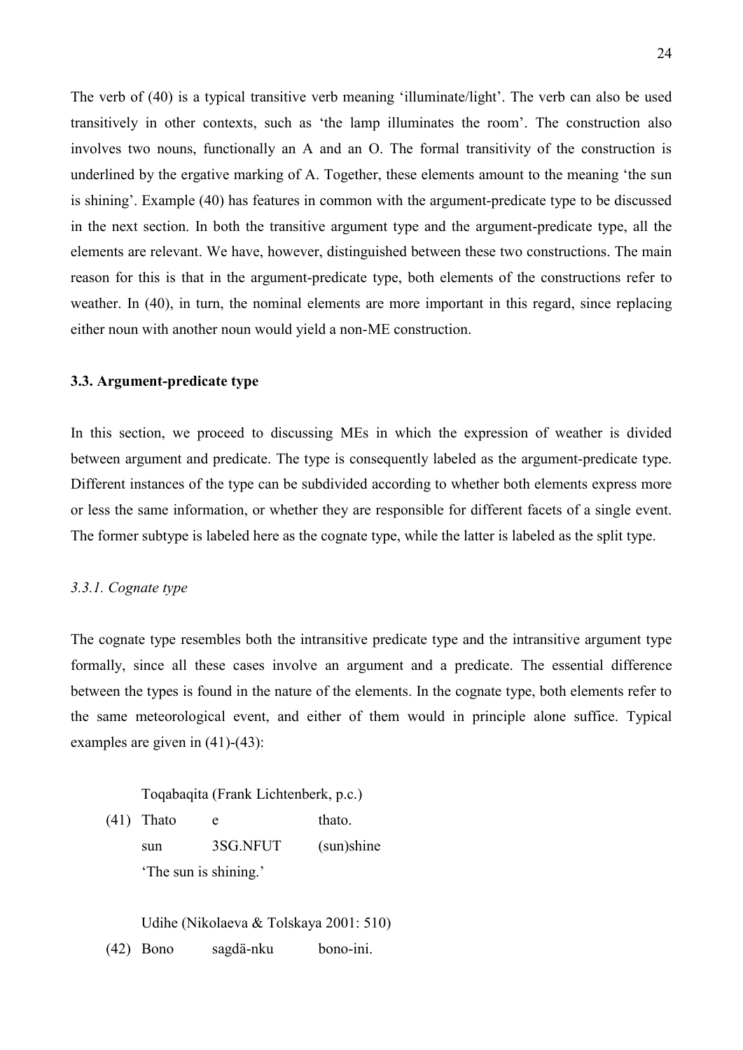The verb of (40) is a typical transitive verb meaning 'illuminate/light'. The verb can also be used transitively in other contexts, such as 'the lamp illuminates the room'. The construction also involves two nouns, functionally an A and an O. The formal transitivity of the construction is underlined by the ergative marking of A. Together, these elements amount to the meaning 'the sun is shining'. Example (40) has features in common with the argument-predicate type to be discussed in the next section. In both the transitive argument type and the argument-predicate type, all the elements are relevant. We have, however, distinguished between these two constructions. The main reason for this is that in the argument-predicate type, both elements of the constructions refer to weather. In (40), in turn, the nominal elements are more important in this regard, since replacing either noun with another noun would yield a non-ME construction.

### 3.3. Argument-predicate type

In this section, we proceed to discussing MEs in which the expression of weather is divided between argument and predicate. The type is consequently labeled as the argument-predicate type. Different instances of the type can be subdivided according to whether both elements express more or less the same information, or whether they are responsible for different facets of a single event. The former subtype is labeled here as the cognate type, while the latter is labeled as the split type.

#### *3.3.1. Cognate type*

The cognate type resembles both the intransitive predicate type and the intransitive argument type formally, since all these cases involve an argument and a predicate. The essential difference between the types is found in the nature of the elements. In the cognate type, both elements refer to the same meteorological event, and either of them would in principle alone suffice. Typical examples are given in (41)-(43):

Toqabaqita (Frank Lichtenberk, p.c.)

(41) Thato &nbsp;&nbsp;&nbsp; e &nbsp;&nbsp;&nbsp; thato.
sun &nbsp;&nbsp;&nbsp; 3SG.NFUT &nbsp;&nbsp;&nbsp; (sun)shine
'The sun is shining.'

Udihe (Nikolaeva & Tolskaya 2001: 510)

(42) Bono &nbsp;&nbsp;&nbsp; sagdä-nku &nbsp;&nbsp;&nbsp; bono-ini.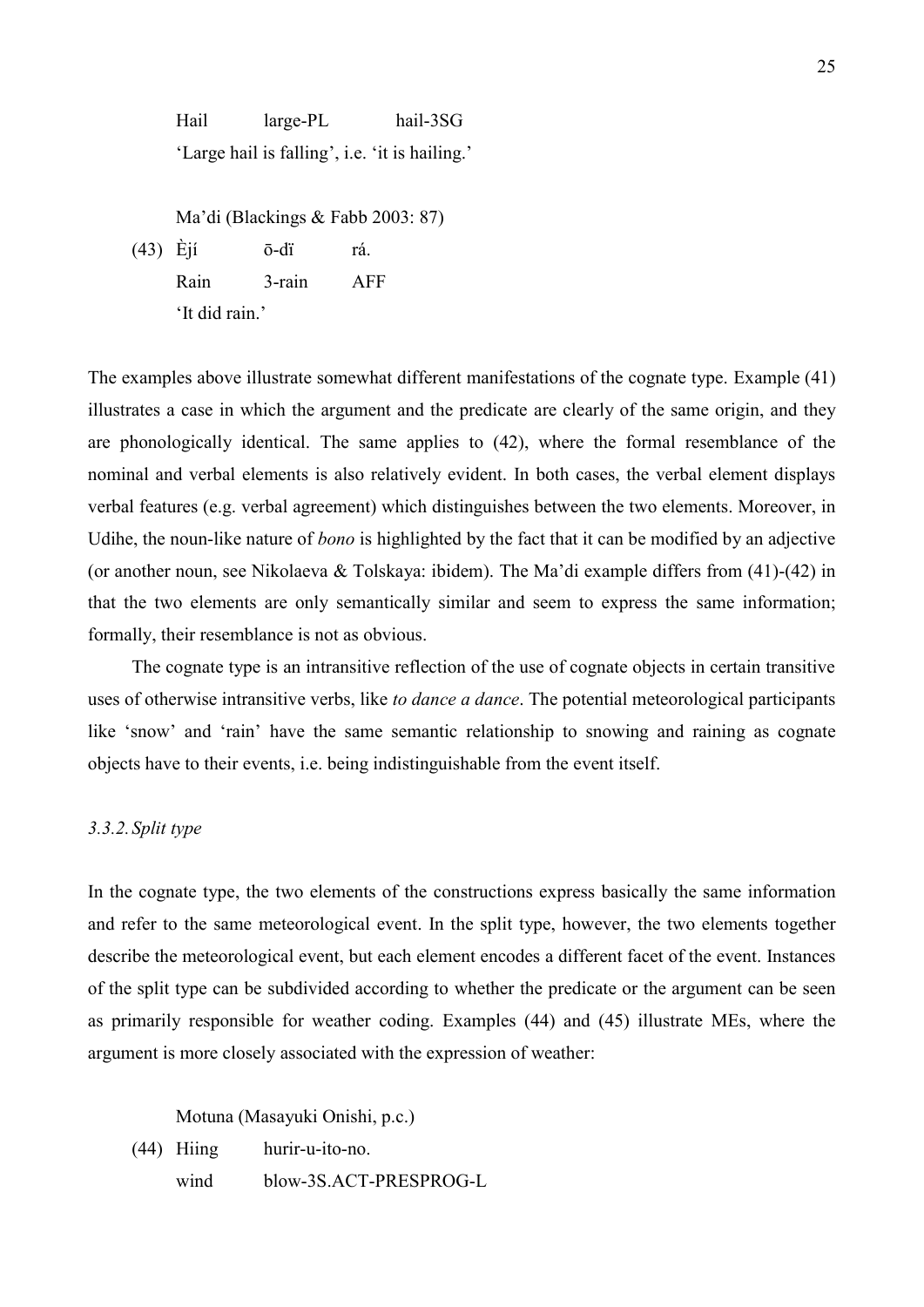Hail	large-PL	hail-3SG

'Large hail is falling', i.e. 'it is hailing.'

Ma'di (Blackings & Fabb 2003: 87)

(43) Èjí	ō-dï	rá.

Rain	3-rain	AFF

'It did rain.'

The examples above illustrate somewhat different manifestations of the cognate type. Example (41) illustrates a case in which the argument and the predicate are clearly of the same origin, and they are phonologically identical. The same applies to (42), where the formal resemblance of the nominal and verbal elements is also relatively evident. In both cases, the verbal element displays verbal features (e.g. verbal agreement) which distinguishes between the two elements. Moreover, in Udihe, the noun-like nature of *bono* is highlighted by the fact that it can be modified by an adjective (or another noun, see Nikolaeva & Tolskaya: ibidem). The Ma'di example differs from (41)-(42) in that the two elements are only semantically similar and seem to express the same information; formally, their resemblance is not as obvious.

The cognate type is an intransitive reflection of the use of cognate objects in certain transitive uses of otherwise intransitive verbs, like *to dance a dance*. The potential meteorological participants like 'snow' and 'rain' have the same semantic relationship to snowing and raining as cognate objects have to their events, i.e. being indistinguishable from the event itself.

### *3.3.2. Split type*

In the cognate type, the two elements of the constructions express basically the same information and refer to the same meteorological event. In the split type, however, the two elements together describe the meteorological event, but each element encodes a different facet of the event. Instances of the split type can be subdivided according to whether the predicate or the argument can be seen as primarily responsible for weather coding. Examples (44) and (45) illustrate MEs, where the argument is more closely associated with the expression of weather:

Motuna (Masayuki Onishi, p.c.)

(44) Hiing	hurir-u-ito-no.

wind	blow-3S.ACT-PRESPROG-L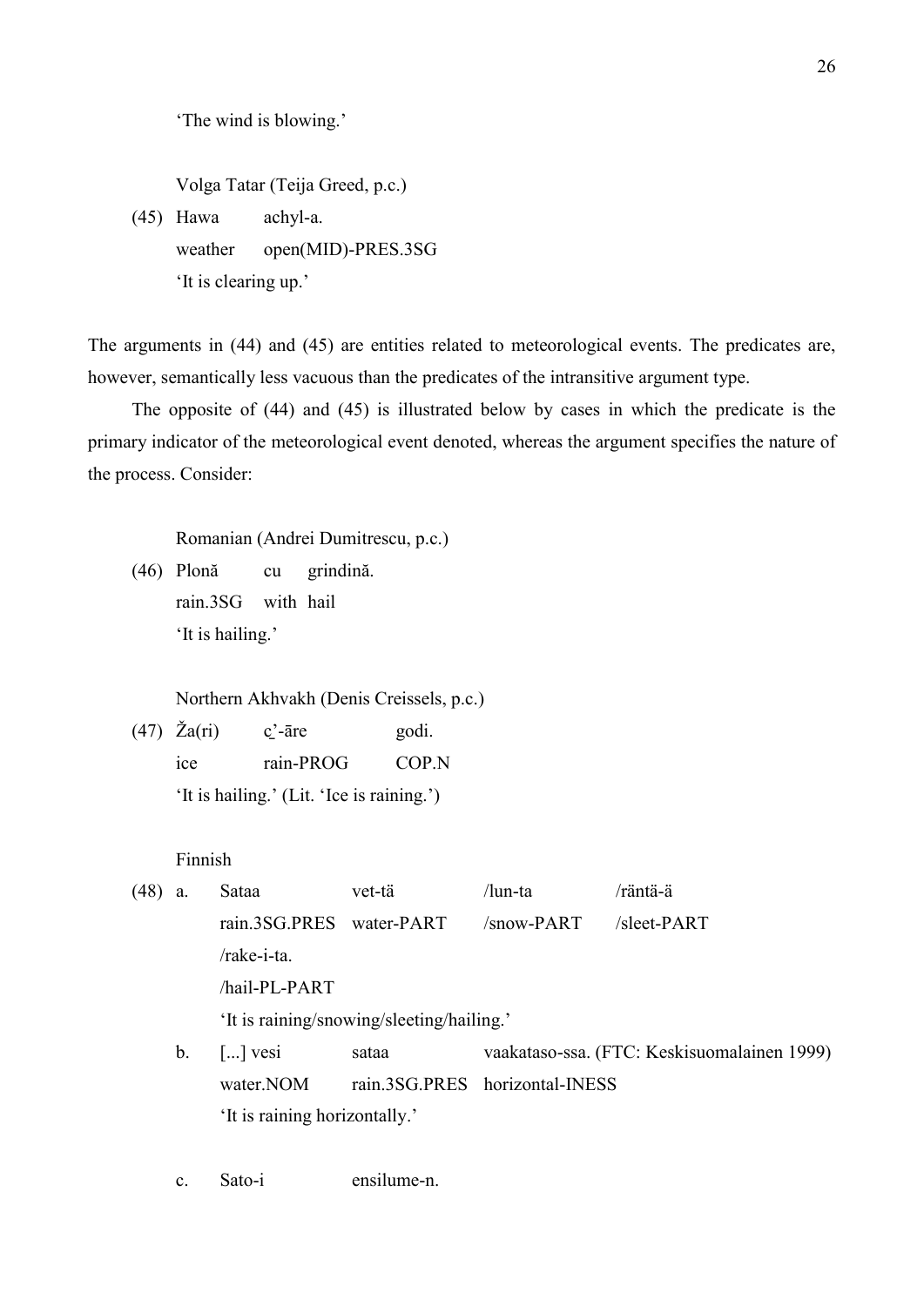'The wind is blowing.'

Volga Tatar (Teija Greed, p.c.)

(45) Hawa achyl-a.
weather open(MID)-PRES.3SG
'It is clearing up.'

The arguments in (44) and (45) are entities related to meteorological events. The predicates are, however, semantically less vacuous than the predicates of the intransitive argument type.

The opposite of (44) and (45) is illustrated below by cases in which the predicate is the primary indicator of the meteorological event denoted, whereas the argument specifies the nature of the process. Consider:

Romanian (Andrei Dumitrescu, p.c.)

(46) Plonă cu grindină.
rain.3SG with hail
'It is hailing.'

Northern Akhvakh (Denis Creissels, p.c.)

(47) Ža(ri) c̱'-āre godi.
ice rain-PROG COP.N
'It is hailing.' (Lit. 'Ice is raining.')

Finnish

(48) a. Sataa vet-tä /lun-ta /räntä-ä /rake-i-ta.
rain.3SG.PRES water-PART /snow-PART /sleet-PART /hail-PL-PART
'It is raining/snowing/sleeting/hailing.'

b. [...] vesi sataa vaakataso-ssa. (FTC: Keskisuomalainen 1999)
water.NOM rain.3SG.PRES horizontal-INESS
'It is raining horizontally.'

c. Sato-i ensilume-n.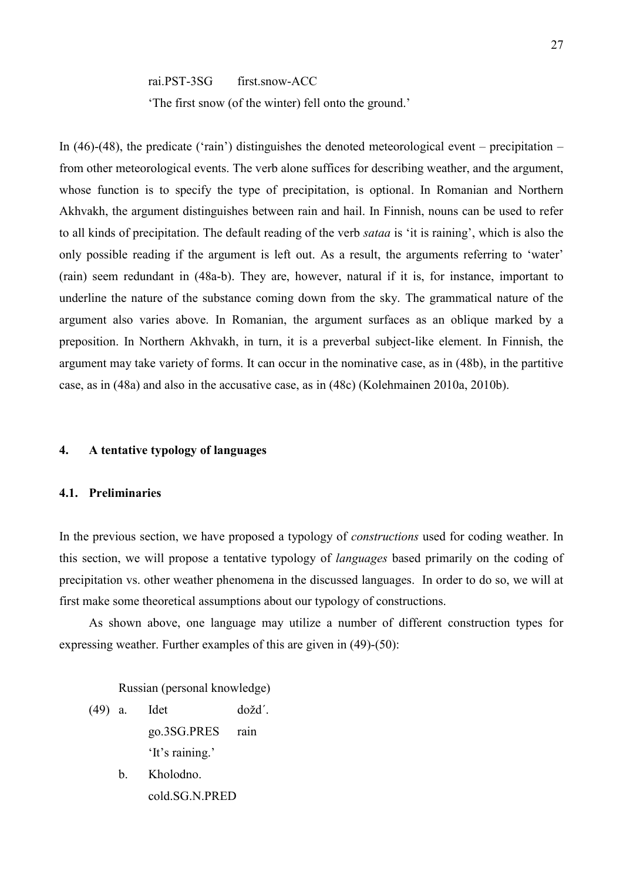rai.PST-3SG first.snow-ACC

'The first snow (of the winter) fell onto the ground.'

In (46)-(48), the predicate ('rain') distinguishes the denoted meteorological event – precipitation – from other meteorological events. The verb alone suffices for describing weather, and the argument, whose function is to specify the type of precipitation, is optional. In Romanian and Northern Akhvakh, the argument distinguishes between rain and hail. In Finnish, nouns can be used to refer to all kinds of precipitation. The default reading of the verb *sataa* is 'it is raining', which is also the only possible reading if the argument is left out. As a result, the arguments referring to 'water' (rain) seem redundant in (48a-b). They are, however, natural if it is, for instance, important to underline the nature of the substance coming down from the sky. The grammatical nature of the argument also varies above. In Romanian, the argument surfaces as an oblique marked by a preposition. In Northern Akhvakh, in turn, it is a preverbal subject-like element. In Finnish, the argument may take variety of forms. It can occur in the nominative case, as in (48b), in the partitive case, as in (48a) and also in the accusative case, as in (48c) (Kolehmainen 2010a, 2010b).

## 4. A tentative typology of languages

### 4.1. Preliminaries

In the previous section, we have proposed a typology of *constructions* used for coding weather. In this section, we will propose a tentative typology of *languages* based primarily on the coding of precipitation vs. other weather phenomena in the discussed languages. In order to do so, we will at first make some theoretical assumptions about our typology of constructions.

As shown above, one language may utilize a number of different construction types for expressing weather. Further examples of this are given in (49)-(50):

Russian (personal knowledge)

(49) a. Idet dožd´.

go.3SG.PRES rain

'It's raining.'

b. Kholodno.

cold.SG.N.PRED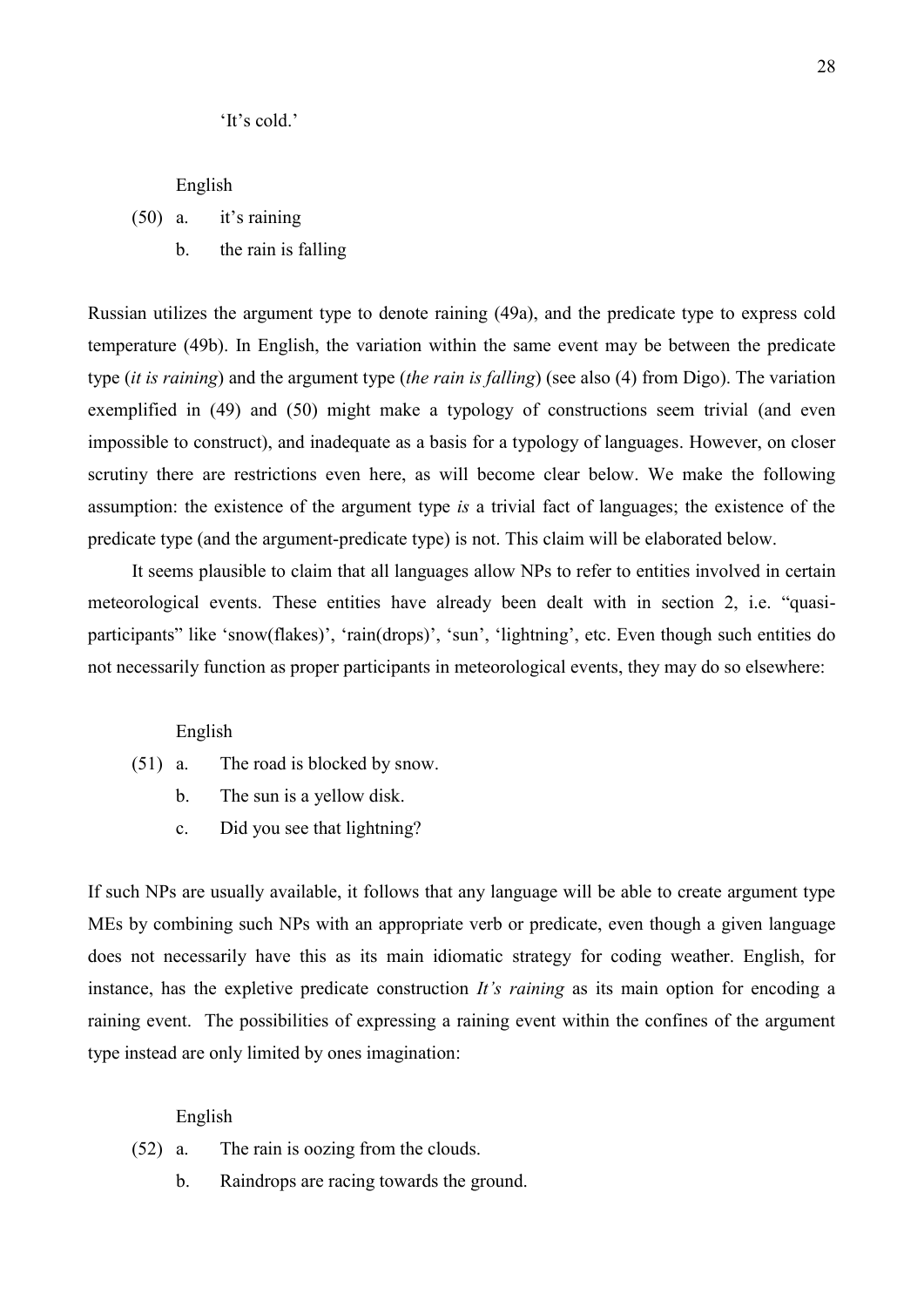'It's cold.'

English

(50) a. it's raining

b. the rain is falling

Russian utilizes the argument type to denote raining (49a), and the predicate type to express cold temperature (49b). In English, the variation within the same event may be between the predicate type (*it is raining*) and the argument type (*the rain is falling*) (see also (4) from Digo). The variation exemplified in (49) and (50) might make a typology of constructions seem trivial (and even impossible to construct), and inadequate as a basis for a typology of languages. However, on closer scrutiny there are restrictions even here, as will become clear below. We make the following assumption: the existence of the argument type *is* a trivial fact of languages; the existence of the predicate type (and the argument-predicate type) is not. This claim will be elaborated below.

It seems plausible to claim that all languages allow NPs to refer to entities involved in certain meteorological events. These entities have already been dealt with in section 2, i.e. "quasi-participants" like 'snow(flakes)', 'rain(drops)', 'sun', 'lightning', etc. Even though such entities do not necessarily function as proper participants in meteorological events, they may do so elsewhere:

English

(51) a. The road is blocked by snow.

b. The sun is a yellow disk.

c. Did you see that lightning?

If such NPs are usually available, it follows that any language will be able to create argument type MEs by combining such NPs with an appropriate verb or predicate, even though a given language does not necessarily have this as its main idiomatic strategy for coding weather. English, for instance, has the expletive predicate construction *It's raining* as its main option for encoding a raining event. The possibilities of expressing a raining event within the confines of the argument type instead are only limited by ones imagination:

English

(52) a. The rain is oozing from the clouds.

b. Raindrops are racing towards the ground.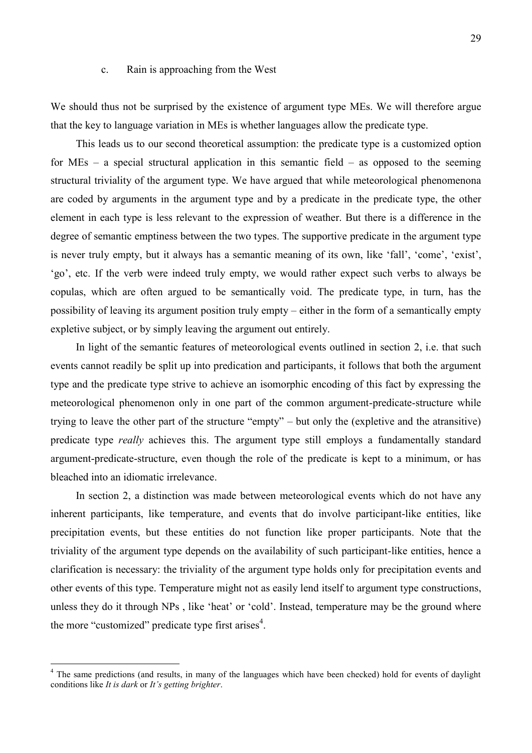c. Rain is approaching from the West

We should thus not be surprised by the existence of argument type MEs. We will therefore argue that the key to language variation in MEs is whether languages allow the predicate type.

This leads us to our second theoretical assumption: the predicate type is a customized option for MEs – a special structural application in this semantic field – as opposed to the seeming structural triviality of the argument type. We have argued that while meteorological phenomenona are coded by arguments in the argument type and by a predicate in the predicate type, the other element in each type is less relevant to the expression of weather. But there is a difference in the degree of semantic emptiness between the two types. The supportive predicate in the argument type is never truly empty, but it always has a semantic meaning of its own, like 'fall', 'come', 'exist', 'go', etc. If the verb were indeed truly empty, we would rather expect such verbs to always be copulas, which are often argued to be semantically void. The predicate type, in turn, has the possibility of leaving its argument position truly empty – either in the form of a semantically empty expletive subject, or by simply leaving the argument out entirely.

In light of the semantic features of meteorological events outlined in section 2, i.e. that such events cannot readily be split up into predication and participants, it follows that both the argument type and the predicate type strive to achieve an isomorphic encoding of this fact by expressing the meteorological phenomenon only in one part of the common argument-predicate-structure while trying to leave the other part of the structure "empty" – but only the (expletive and the atransitive) predicate type *really* achieves this. The argument type still employs a fundamentally standard argument-predicate-structure, even though the role of the predicate is kept to a minimum, or has bleached into an idiomatic irrelevance.

In section 2, a distinction was made between meteorological events which do not have any inherent participants, like temperature, and events that do involve participant-like entities, like precipitation events, but these entities do not function like proper participants. Note that the triviality of the argument type depends on the availability of such participant-like entities, hence a clarification is necessary: the triviality of the argument type holds only for precipitation events and other events of this type. Temperature might not as easily lend itself to argument type constructions, unless they do it through NPs , like 'heat' or 'cold'. Instead, temperature may be the ground where the more "customized" predicate type first arises[4].

---

[4] The same predictions (and results, in many of the languages which have been checked) hold for events of daylight conditions like *It is dark* or *It's getting brighter*.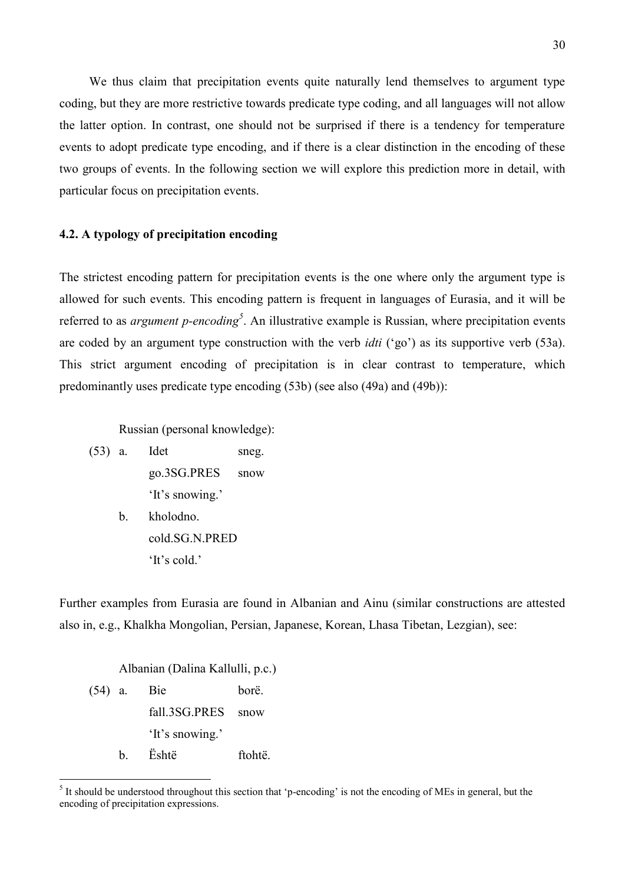We thus claim that precipitation events quite naturally lend themselves to argument type coding, but they are more restrictive towards predicate type coding, and all languages will not allow the latter option. In contrast, one should not be surprised if there is a tendency for temperature events to adopt predicate type encoding, and if there is a clear distinction in the encoding of these two groups of events. In the following section we will explore this prediction more in detail, with particular focus on precipitation events.

### 4.2. A typology of precipitation encoding

The strictest encoding pattern for precipitation events is the one where only the argument type is allowed for such events. This encoding pattern is frequent in languages of Eurasia, and it will be referred to as *argument p-encoding*[5]. An illustrative example is Russian, where precipitation events are coded by an argument type construction with the verb *idti* ('go') as its supportive verb (53a). This strict argument encoding of precipitation is in clear contrast to temperature, which predominantly uses predicate type encoding (53b) (see also (49a) and (49b)):

Russian (personal knowledge):

(53) a. Idet sneg.
go.3SG.PRES snow
'It's snowing.'

b. kholodno.
cold.SG.N.PRED
'It's cold.'

Further examples from Eurasia are found in Albanian and Ainu (similar constructions are attested also in, e.g., Khalkha Mongolian, Persian, Japanese, Korean, Lhasa Tibetan, Lezgian), see:

Albanian (Dalina Kallulli, p.c.)

(54) a. Bie borë.
fall.3SG.PRES snow
'It's snowing.'

b. Është ftohtë.

[5] It should be understood throughout this section that 'p-encoding' is not the encoding of MEs in general, but the encoding of precipitation expressions.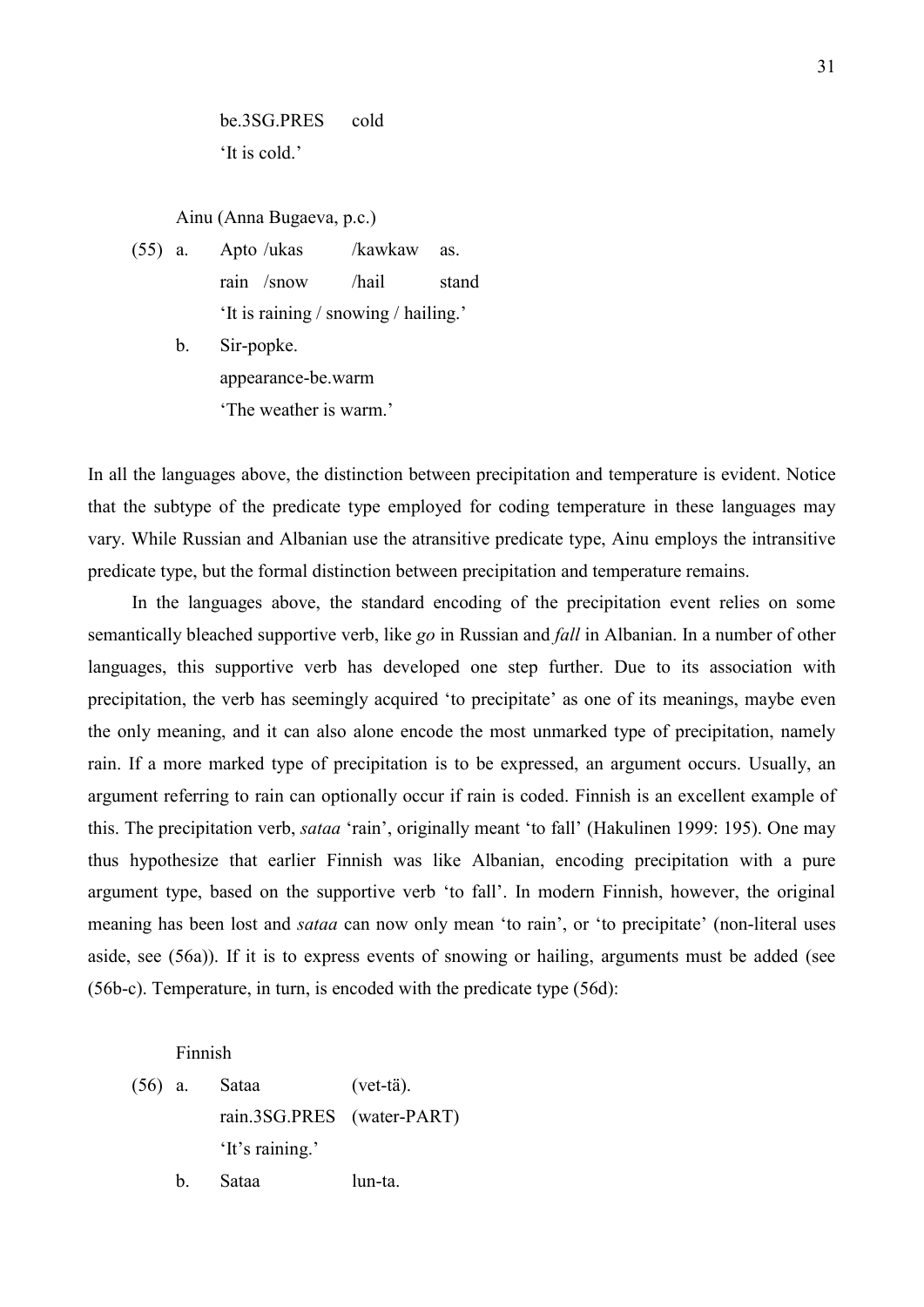be.3SG.PRES cold
'It is cold.'

Ainu (Anna Bugaeva, p.c.)

(55) a. Apto /ukas /kawkaw as.
rain /snow /hail stand
'It is raining / snowing / hailing.'

b. Sir-popke.
appearance-be.warm
'The weather is warm.'

In all the languages above, the distinction between precipitation and temperature is evident. Notice that the subtype of the predicate type employed for coding temperature in these languages may vary. While Russian and Albanian use the atransitive predicate type, Ainu employs the intransitive predicate type, but the formal distinction between precipitation and temperature remains.

In the languages above, the standard encoding of the precipitation event relies on some semantically bleached supportive verb, like *go* in Russian and *fall* in Albanian. In a number of other languages, this supportive verb has developed one step further. Due to its association with precipitation, the verb has seemingly acquired 'to precipitate' as one of its meanings, maybe even the only meaning, and it can also alone encode the most unmarked type of precipitation, namely rain. If a more marked type of precipitation is to be expressed, an argument occurs. Usually, an argument referring to rain can optionally occur if rain is coded. Finnish is an excellent example of this. The precipitation verb, *sataa* 'rain', originally meant 'to fall' (Hakulinen 1999: 195). One may thus hypothesize that earlier Finnish was like Albanian, encoding precipitation with a pure argument type, based on the supportive verb 'to fall'. In modern Finnish, however, the original meaning has been lost and *sataa* can now only mean 'to rain', or 'to precipitate' (non-literal uses aside, see (56a)). If it is to express events of snowing or hailing, arguments must be added (see (56b-c). Temperature, in turn, is encoded with the predicate type (56d):

Finnish

(56) a. Sataa (vet-tä).
rain.3SG.PRES (water-PART)
'It's raining.'

b. Sataa lun-ta.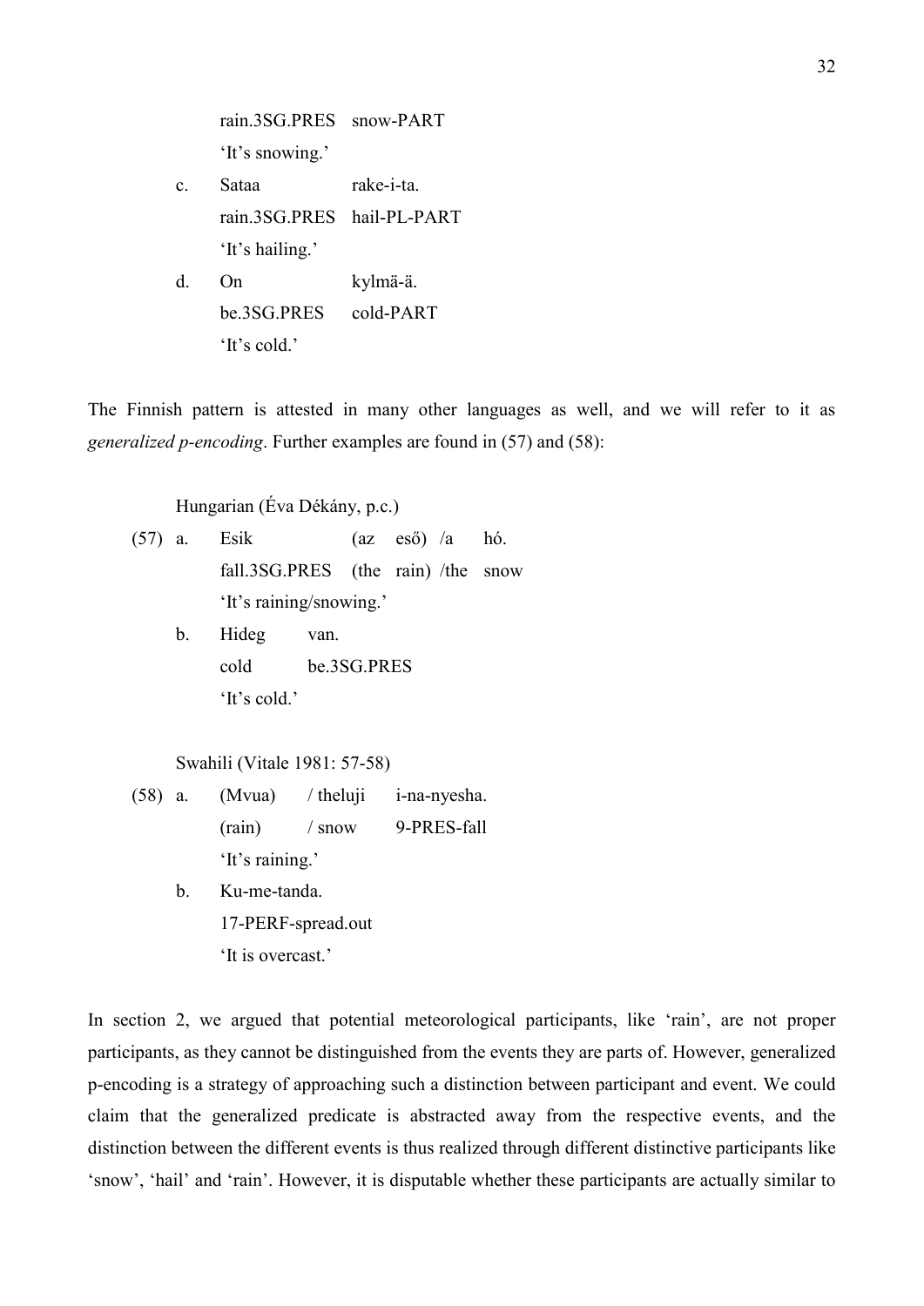rain.3SG.PRES snow-PART
'It's snowing.'

c. Sataa rake-i-ta.
rain.3SG.PRES hail-PL-PART
'It's hailing.'

d. On kylmä-ä.
be.3SG.PRES cold-PART
'It's cold.'

The Finnish pattern is attested in many other languages as well, and we will refer to it as *generalized p-encoding*. Further examples are found in (57) and (58):

Hungarian (Éva Dékány, p.c.)

(57) a. Esik (az eső) /a hó.
fall.3SG.PRES (the rain) /the snow
'It's raining/snowing.'

b. Hideg van.
cold be.3SG.PRES
'It's cold.'

Swahili (Vitale 1981: 57-58)

(58) a. (Mvua) / theluji i-na-nyesha.
(rain) / snow 9-PRES-fall
'It's raining.'

b. Ku-me-tanda.
17-PERF-spread.out
'It is overcast.'

In section 2, we argued that potential meteorological participants, like 'rain', are not proper participants, as they cannot be distinguished from the events they are parts of. However, generalized p-encoding is a strategy of approaching such a distinction between participant and event. We could claim that the generalized predicate is abstracted away from the respective events, and the distinction between the different events is thus realized through different distinctive participants like 'snow', 'hail' and 'rain'. However, it is disputable whether these participants are actually similar to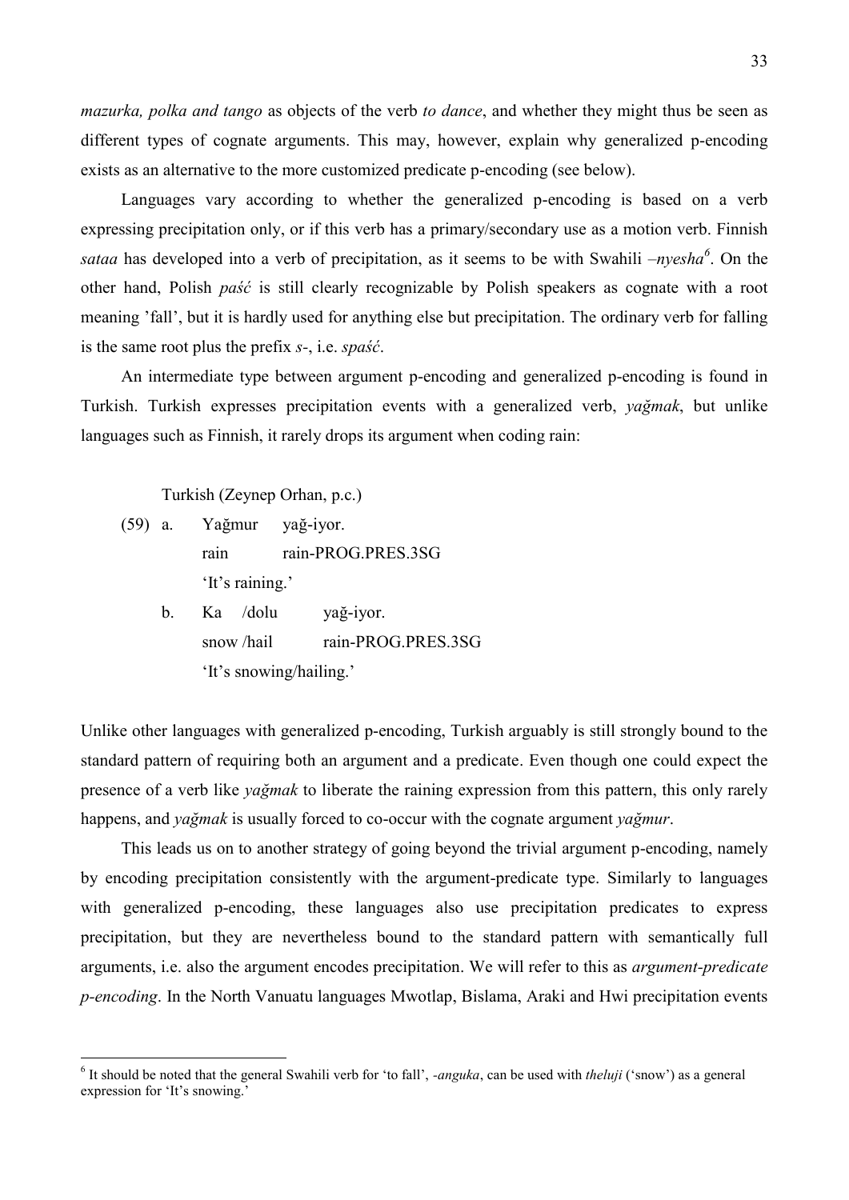*mazurka, polka and tango* as objects of the verb *to dance*, and whether they might thus be seen as different types of cognate arguments. This may, however, explain why generalized p-encoding exists as an alternative to the more customized predicate p-encoding (see below).

Languages vary according to whether the generalized p-encoding is based on a verb expressing precipitation only, or if this verb has a primary/secondary use as a motion verb. Finnish *sataa* has developed into a verb of precipitation, as it seems to be with Swahili *–nyesha*[6]. On the other hand, Polish *paść* is still clearly recognizable by Polish speakers as cognate with a root meaning 'fall', but it is hardly used for anything else but precipitation. The ordinary verb for falling is the same root plus the prefix *s*-, i.e. *spaść*.

An intermediate type between argument p-encoding and generalized p-encoding is found in Turkish. Turkish expresses precipitation events with a generalized verb, *yağmak*, but unlike languages such as Finnish, it rarely drops its argument when coding rain:

Turkish (Zeynep Orhan, p.c.)

(59) a. Yağmur yağ-iyor.
rain rain-PROG.PRES.3SG
'It's raining.'

b. Ka /dolu yağ-iyor.
snow /hail rain-PROG.PRES.3SG
'It's snowing/hailing.'

Unlike other languages with generalized p-encoding, Turkish arguably is still strongly bound to the standard pattern of requiring both an argument and a predicate. Even though one could expect the presence of a verb like *yağmak* to liberate the raining expression from this pattern, this only rarely happens, and *yağmak* is usually forced to co-occur with the cognate argument *yağmur*.

This leads us on to another strategy of going beyond the trivial argument p-encoding, namely by encoding precipitation consistently with the argument-predicate type. Similarly to languages with generalized p-encoding, these languages also use precipitation predicates to express precipitation, but they are nevertheless bound to the standard pattern with semantically full arguments, i.e. also the argument encodes precipitation. We will refer to this as *argument-predicate p-encoding*. In the North Vanuatu languages Mwotlap, Bislama, Araki and Hwi precipitation events

[6] It should be noted that the general Swahili verb for 'to fall', *-anguka*, can be used with *theluji* ('snow') as a general expression for 'It's snowing.'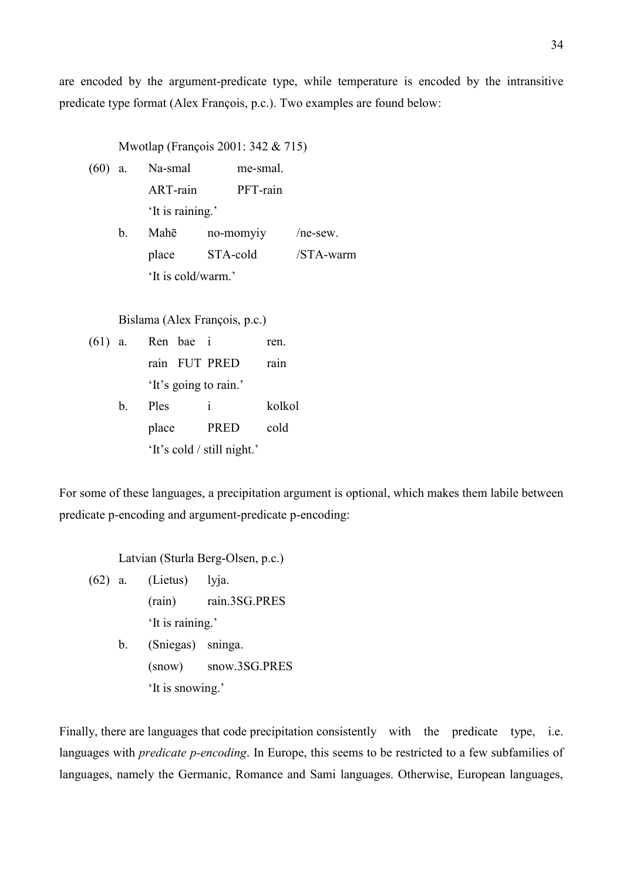are encoded by the argument-predicate type, while temperature is encoded by the intransitive predicate type format (Alex François, p.c.). Two examples are found below:

Mwotlap (François 2001: 342 & 715)

(60) a. Na-smal me-smal.
ART-rain PFT-rain
'It is raining.'

b. Mahē no-momyiy /ne-sew.
place STA-cold /STA-warm
'It is cold/warm.'

Bislama (Alex François, p.c.)

(61) a. Ren bae i ren.
rain FUT PRED rain
'It's going to rain.'

b. Ples i kolkol
place PRED cold
'It's cold / still night.'

For some of these languages, a precipitation argument is optional, which makes them labile between predicate p-encoding and argument-predicate p-encoding:

Latvian (Sturla Berg-Olsen, p.c.)

(62) a. (Lietus) lyja.
(rain) rain.3SG.PRES
'It is raining.'

b. (Sniegas) sninga.
(snow) snow.3SG.PRES
'It is snowing.'

Finally, there are languages that code precipitation consistently with the predicate type, i.e. languages with *predicate p-encoding*. In Europe, this seems to be restricted to a few subfamilies of languages, namely the Germanic, Romance and Sami languages. Otherwise, European languages,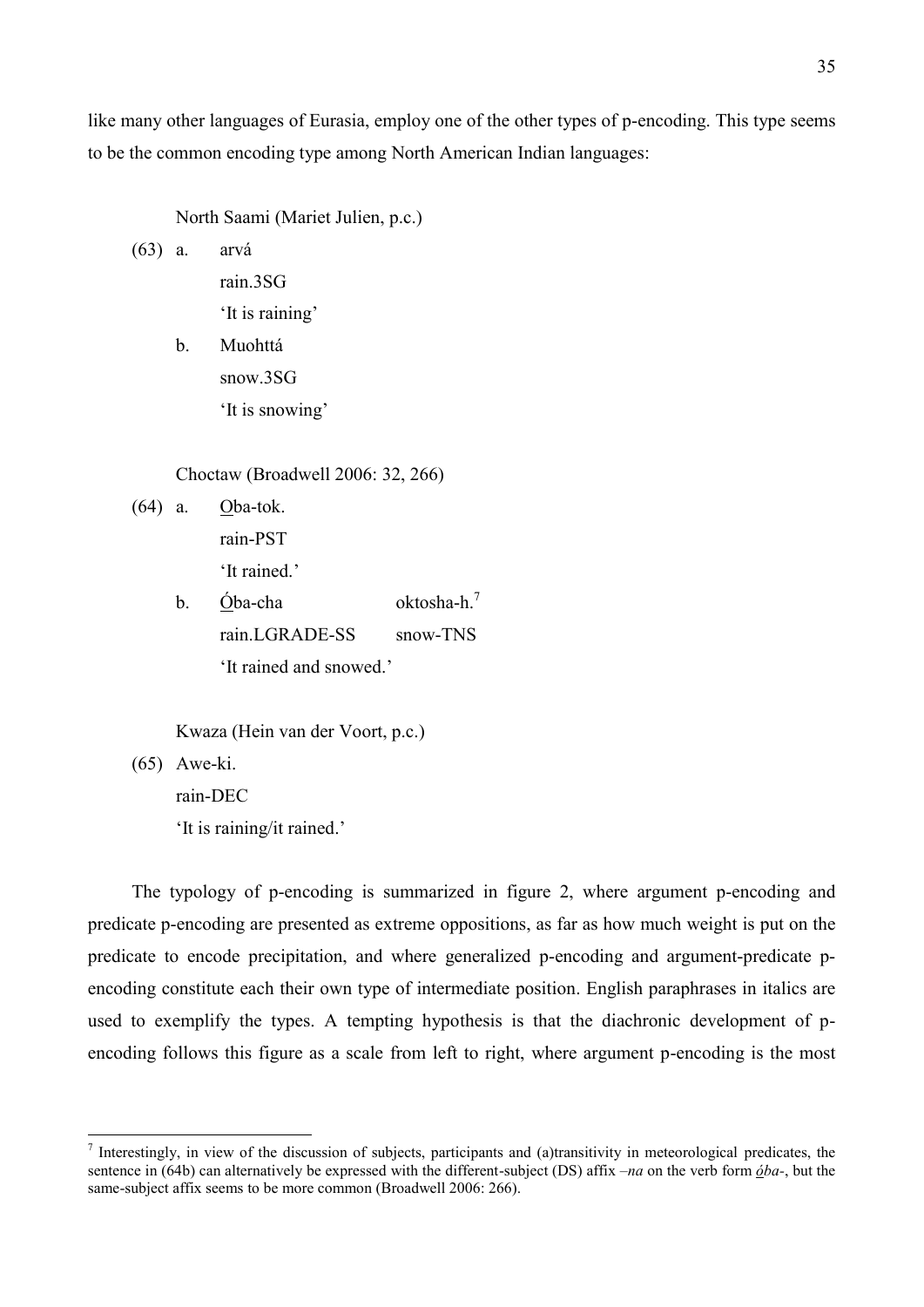like many other languages of Eurasia, employ one of the other types of p-encoding. This type seems to be the common encoding type among North American Indian languages:

North Saami (Mariet Julien, p.c.)

(63) a. arvá
rain.3SG
'It is raining'

b. Muohttá
snow.3SG
'It is snowing'

Choctaw (Broadwell 2006: 32, 266)

(64) a. <u>O</u>ba-tok.
rain-PST
'It rained.'

b. <u>Ó</u>ba-cha oktosha-h.[7]
rain.LGRADE-SS snow-TNS
'It rained and snowed.'

Kwaza (Hein van der Voort, p.c.)

(65) Awe-ki.
rain-DEC
'It is raining/it rained.'

The typology of p-encoding is summarized in figure 2, where argument p-encoding and predicate p-encoding are presented as extreme oppositions, as far as how much weight is put on the predicate to encode precipitation, and where generalized p-encoding and argument-predicate p-encoding constitute each their own type of intermediate position. English paraphrases in italics are used to exemplify the types. A tempting hypothesis is that the diachronic development of p-encoding follows this figure as a scale from left to right, where argument p-encoding is the most

---

[7] Interestingly, in view of the discussion of subjects, participants and (a)transitivity in meteorological predicates, the sentence in (64b) can alternatively be expressed with the different-subject (DS) affix *–na* on the verb form *<u>ó</u>ba-*, but the same-subject affix seems to be more common (Broadwell 2006: 266).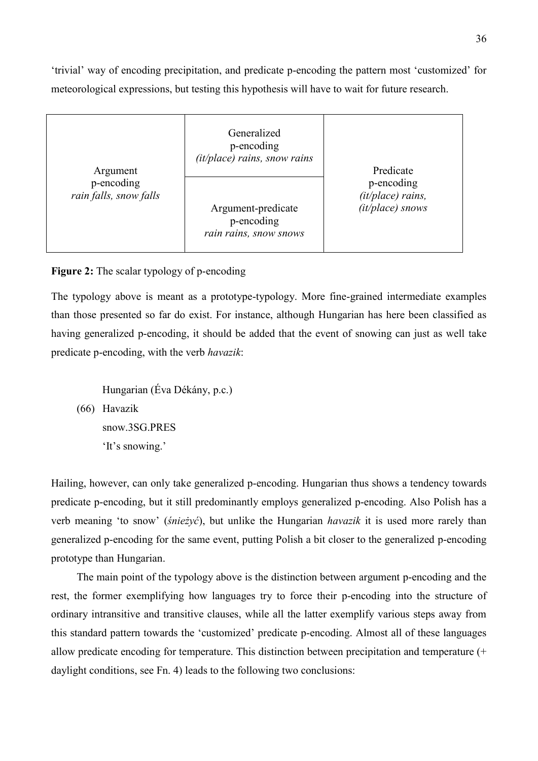'trivial' way of encoding precipitation, and predicate p-encoding the pattern most 'customized' for meteorological expressions, but testing this hypothesis will have to wait for future research.

| | | |
|---|---|---|
| Argument p-encoding *rain falls, snow falls* | Generalized p-encoding *(it/place) rains, snow rains* | Predicate p-encoding *(it/place) rains, (it/place) snows* |
| | Argument-predicate p-encoding *rain rains, snow snows* | |

**Figure 2:** The scalar typology of p-encoding

The typology above is meant as a prototype-typology. More fine-grained intermediate examples than those presented so far do exist. For instance, although Hungarian has here been classified as having generalized p-encoding, it should be added that the event of snowing can just as well take predicate p-encoding, with the verb *havazik*:

Hungarian (Éva Dékány, p.c.)

(66) Havazik
snow.3SG.PRES
'It's snowing.'

Hailing, however, can only take generalized p-encoding. Hungarian thus shows a tendency towards predicate p-encoding, but it still predominantly employs generalized p-encoding. Also Polish has a verb meaning 'to snow' (*śnieżyć*), but unlike the Hungarian *havazik* it is used more rarely than generalized p-encoding for the same event, putting Polish a bit closer to the generalized p-encoding prototype than Hungarian.

The main point of the typology above is the distinction between argument p-encoding and the rest, the former exemplifying how languages try to force their p-encoding into the structure of ordinary intransitive and transitive clauses, while all the latter exemplify various steps away from this standard pattern towards the 'customized' predicate p-encoding. Almost all of these languages allow predicate encoding for temperature. This distinction between precipitation and temperature (+ daylight conditions, see Fn. 4) leads to the following two conclusions: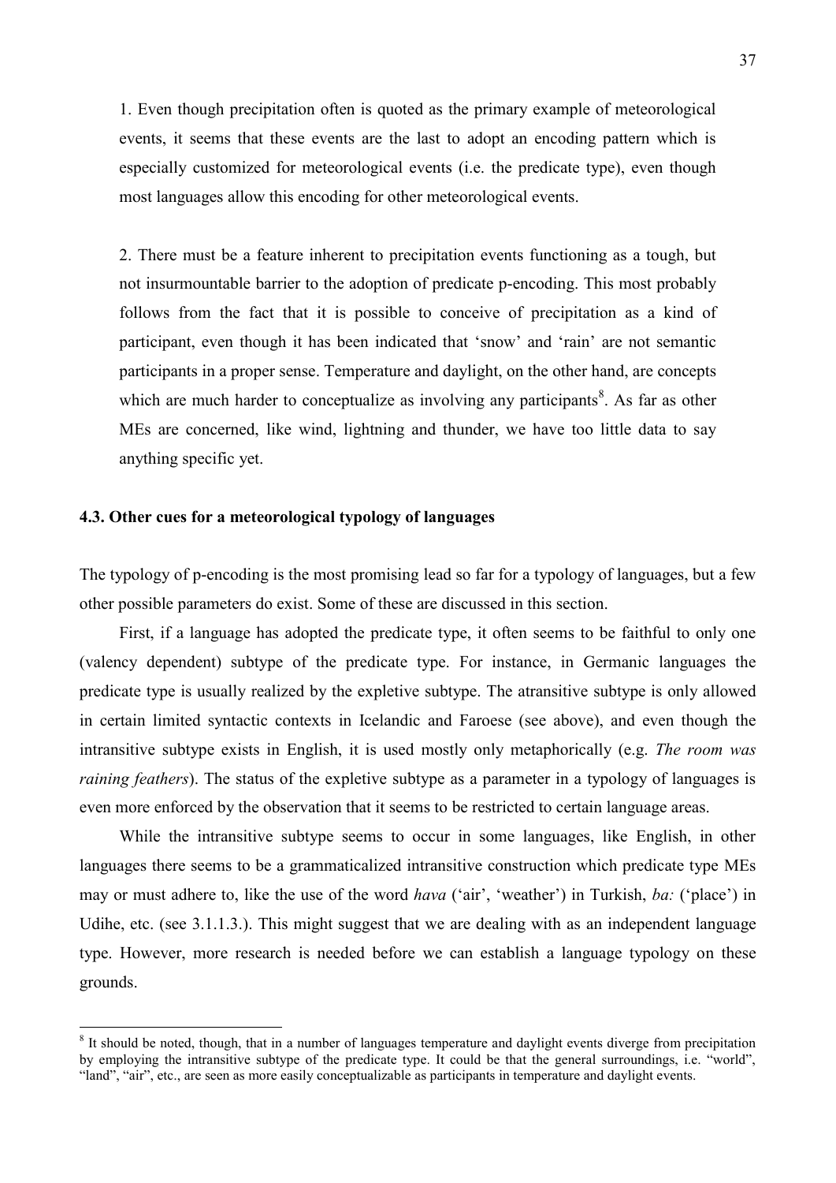1. Even though precipitation often is quoted as the primary example of meteorological events, it seems that these events are the last to adopt an encoding pattern which is especially customized for meteorological events (i.e. the predicate type), even though most languages allow this encoding for other meteorological events.

2. There must be a feature inherent to precipitation events functioning as a tough, but not insurmountable barrier to the adoption of predicate p-encoding. This most probably follows from the fact that it is possible to conceive of precipitation as a kind of participant, even though it has been indicated that 'snow' and 'rain' are not semantic participants in a proper sense. Temperature and daylight, on the other hand, are concepts which are much harder to conceptualize as involving any participants[8]. As far as other MEs are concerned, like wind, lightning and thunder, we have too little data to say anything specific yet.

### 4.3. Other cues for a meteorological typology of languages

The typology of p-encoding is the most promising lead so far for a typology of languages, but a few other possible parameters do exist. Some of these are discussed in this section.

First, if a language has adopted the predicate type, it often seems to be faithful to only one (valency dependent) subtype of the predicate type. For instance, in Germanic languages the predicate type is usually realized by the expletive subtype. The atransitive subtype is only allowed in certain limited syntactic contexts in Icelandic and Faroese (see above), and even though the intransitive subtype exists in English, it is used mostly only metaphorically (e.g. *The room was raining feathers*). The status of the expletive subtype as a parameter in a typology of languages is even more enforced by the observation that it seems to be restricted to certain language areas.

While the intransitive subtype seems to occur in some languages, like English, in other languages there seems to be a grammaticalized intransitive construction which predicate type MEs may or must adhere to, like the use of the word *hava* ('air', 'weather') in Turkish, *ba:* ('place') in Udihe, etc. (see 3.1.1.3.). This might suggest that we are dealing with as an independent language type. However, more research is needed before we can establish a language typology on these grounds.

---

[8] It should be noted, though, that in a number of languages temperature and daylight events diverge from precipitation by employing the intransitive subtype of the predicate type. It could be that the general surroundings, i.e. "world", "land", "air", etc., are seen as more easily conceptualizable as participants in temperature and daylight events.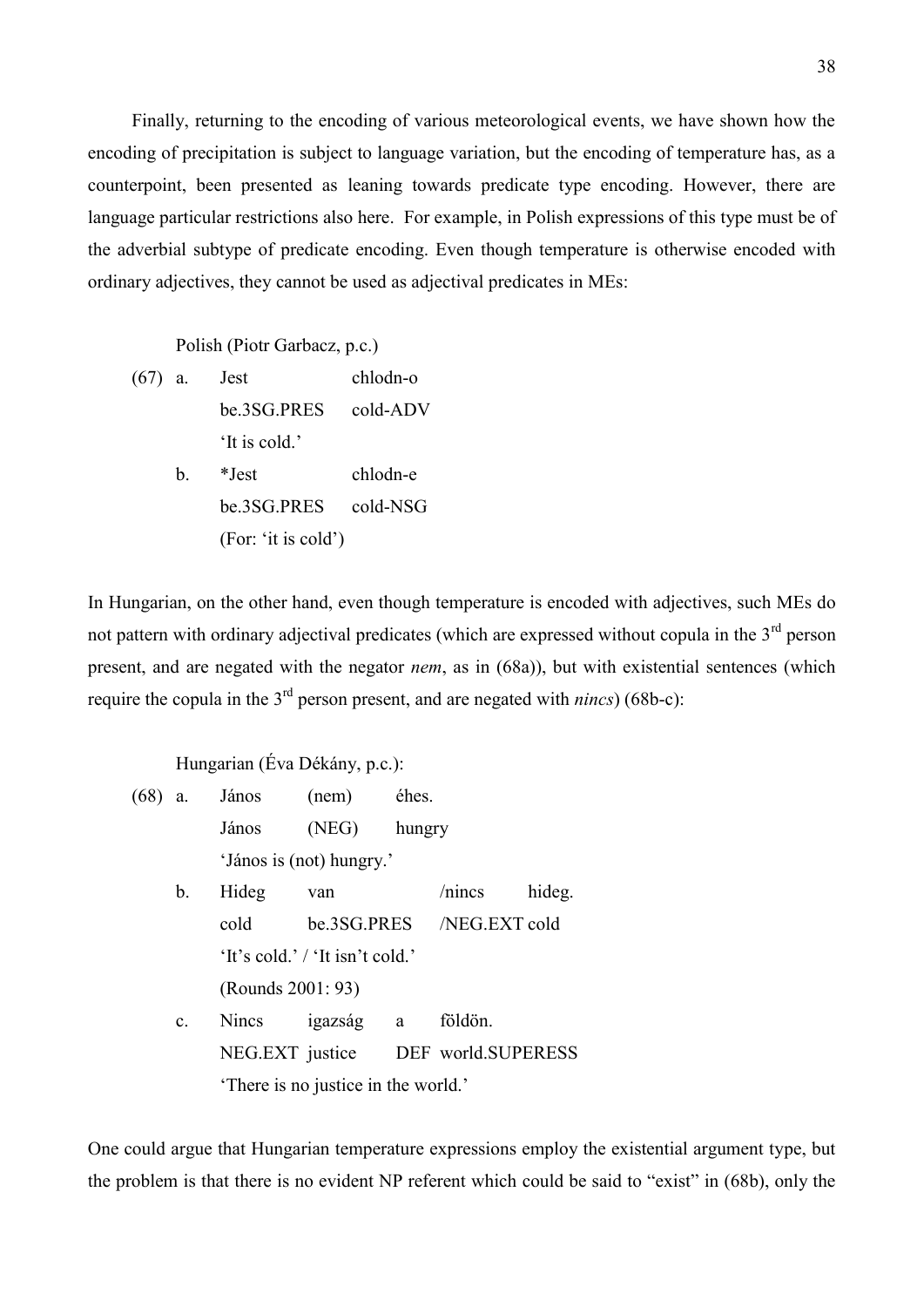Finally, returning to the encoding of various meteorological events, we have shown how the encoding of precipitation is subject to language variation, but the encoding of temperature has, as a counterpoint, been presented as leaning towards predicate type encoding. However, there are language particular restrictions also here. For example, in Polish expressions of this type must be of the adverbial subtype of predicate encoding. Even though temperature is otherwise encoded with ordinary adjectives, they cannot be used as adjectival predicates in MEs:

Polish (Piotr Garbacz, p.c.)

(67) a. Jest chlodn-o
be.3SG.PRES cold-ADV
'It is cold.'

b. *Jest chlodn-e
be.3SG.PRES cold-NSG
(For: 'it is cold')

In Hungarian, on the other hand, even though temperature is encoded with adjectives, such MEs do not pattern with ordinary adjectival predicates (which are expressed without copula in the 3rd person present, and are negated with the negator *nem*, as in (68a)), but with existential sentences (which require the copula in the 3rd person present, and are negated with *nincs*) (68b-c):

Hungarian (Éva Dékány, p.c.):

(68) a. János (nem) éhes.
János (NEG) hungry
'János is (not) hungry.'

b. Hideg van /nincs hideg.
cold be.3SG.PRES /NEG.EXT cold
'It's cold.' / 'It isn't cold.'
(Rounds 2001: 93)

c. Nincs igazság a földön.
NEG.EXT justice DEF world.SUPERESS
'There is no justice in the world.'

One could argue that Hungarian temperature expressions employ the existential argument type, but the problem is that there is no evident NP referent which could be said to "exist" in (68b), only the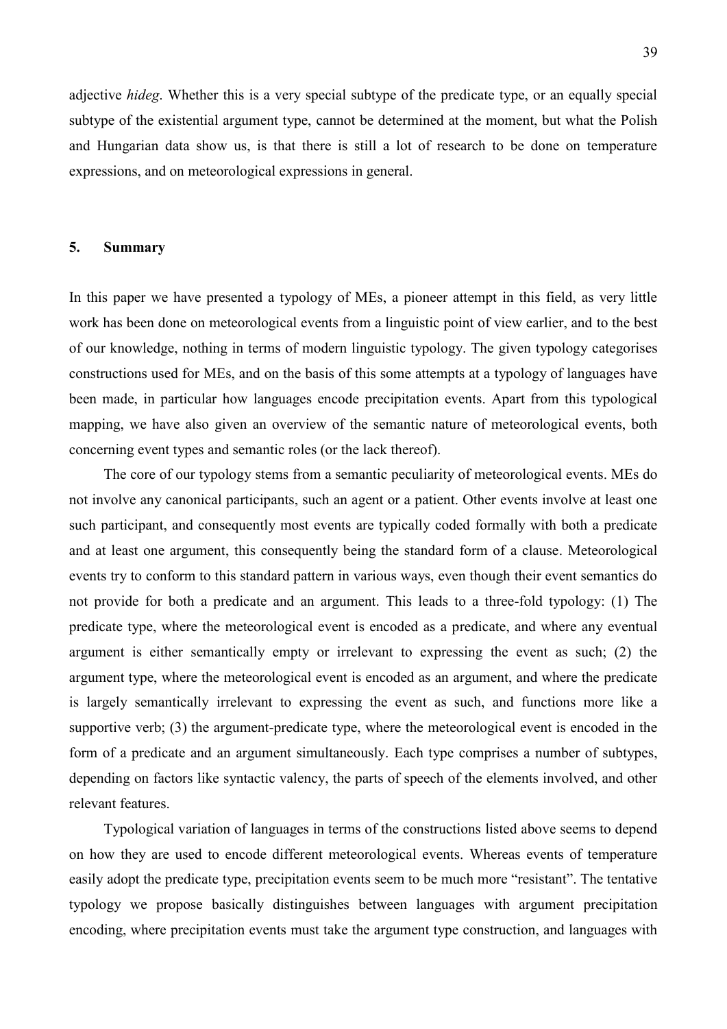adjective *hideg*. Whether this is a very special subtype of the predicate type, or an equally special subtype of the existential argument type, cannot be determined at the moment, but what the Polish and Hungarian data show us, is that there is still a lot of research to be done on temperature expressions, and on meteorological expressions in general.

## 5. Summary

In this paper we have presented a typology of MEs, a pioneer attempt in this field, as very little work has been done on meteorological events from a linguistic point of view earlier, and to the best of our knowledge, nothing in terms of modern linguistic typology. The given typology categorises constructions used for MEs, and on the basis of this some attempts at a typology of languages have been made, in particular how languages encode precipitation events. Apart from this typological mapping, we have also given an overview of the semantic nature of meteorological events, both concerning event types and semantic roles (or the lack thereof).

The core of our typology stems from a semantic peculiarity of meteorological events. MEs do not involve any canonical participants, such an agent or a patient. Other events involve at least one such participant, and consequently most events are typically coded formally with both a predicate and at least one argument, this consequently being the standard form of a clause. Meteorological events try to conform to this standard pattern in various ways, even though their event semantics do not provide for both a predicate and an argument. This leads to a three-fold typology: (1) The predicate type, where the meteorological event is encoded as a predicate, and where any eventual argument is either semantically empty or irrelevant to expressing the event as such; (2) the argument type, where the meteorological event is encoded as an argument, and where the predicate is largely semantically irrelevant to expressing the event as such, and functions more like a supportive verb; (3) the argument-predicate type, where the meteorological event is encoded in the form of a predicate and an argument simultaneously. Each type comprises a number of subtypes, depending on factors like syntactic valency, the parts of speech of the elements involved, and other relevant features.

Typological variation of languages in terms of the constructions listed above seems to depend on how they are used to encode different meteorological events. Whereas events of temperature easily adopt the predicate type, precipitation events seem to be much more "resistant". The tentative typology we propose basically distinguishes between languages with argument precipitation encoding, where precipitation events must take the argument type construction, and languages with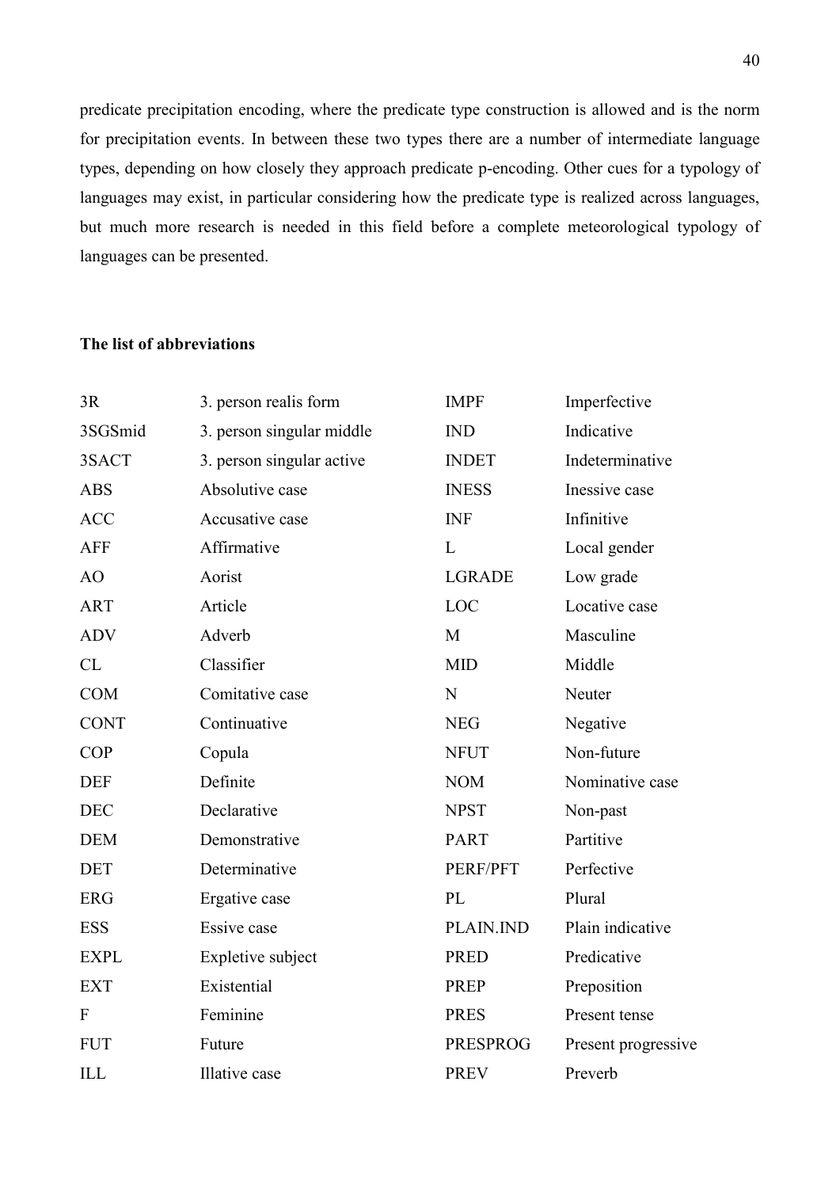predicate precipitation encoding, where the predicate type construction is allowed and is the norm for precipitation events. In between these two types there are a number of intermediate language types, depending on how closely they approach predicate p-encoding. Other cues for a typology of languages may exist, in particular considering how the predicate type is realized across languages, but much more research is needed in this field before a complete meteorological typology of languages can be presented.

**The list of abbreviations**

| | | | |
|---|---|---|---|
| 3R | 3. person realis form | IMPF | Imperfective |
| 3SGSmid | 3. person singular middle | IND | Indicative |
| 3SACT | 3. person singular active | INDET | Indeterminative |
| ABS | Absolutive case | INESS | Inessive case |
| ACC | Accusative case | INF | Infinitive |
| AFF | Affirmative | L | Local gender |
| AO | Aorist | LGRADE | Low grade |
| ART | Article | LOC | Locative case |
| ADV | Adverb | M | Masculine |
| CL | Classifier | MID | Middle |
| COM | Comitative case | N | Neuter |
| CONT | Continuative | NEG | Negative |
| COP | Copula | NFUT | Non-future |
| DEF | Definite | NOM | Nominative case |
| DEC | Declarative | NPST | Non-past |
| DEM | Demonstrative | PART | Partitive |
| DET | Determinative | PERF/PFT | Perfective |
| ERG | Ergative case | PL | Plural |
| ESS | Essive case | PLAIN.IND | Plain indicative |
| EXPL | Expletive subject | PRED | Predicative |
| EXT | Existential | PREP | Preposition |
| F | Feminine | PRES | Present tense |
| FUT | Future | PRESPROG | Present progressive |
| ILL | Illative case | PREV | Preverb |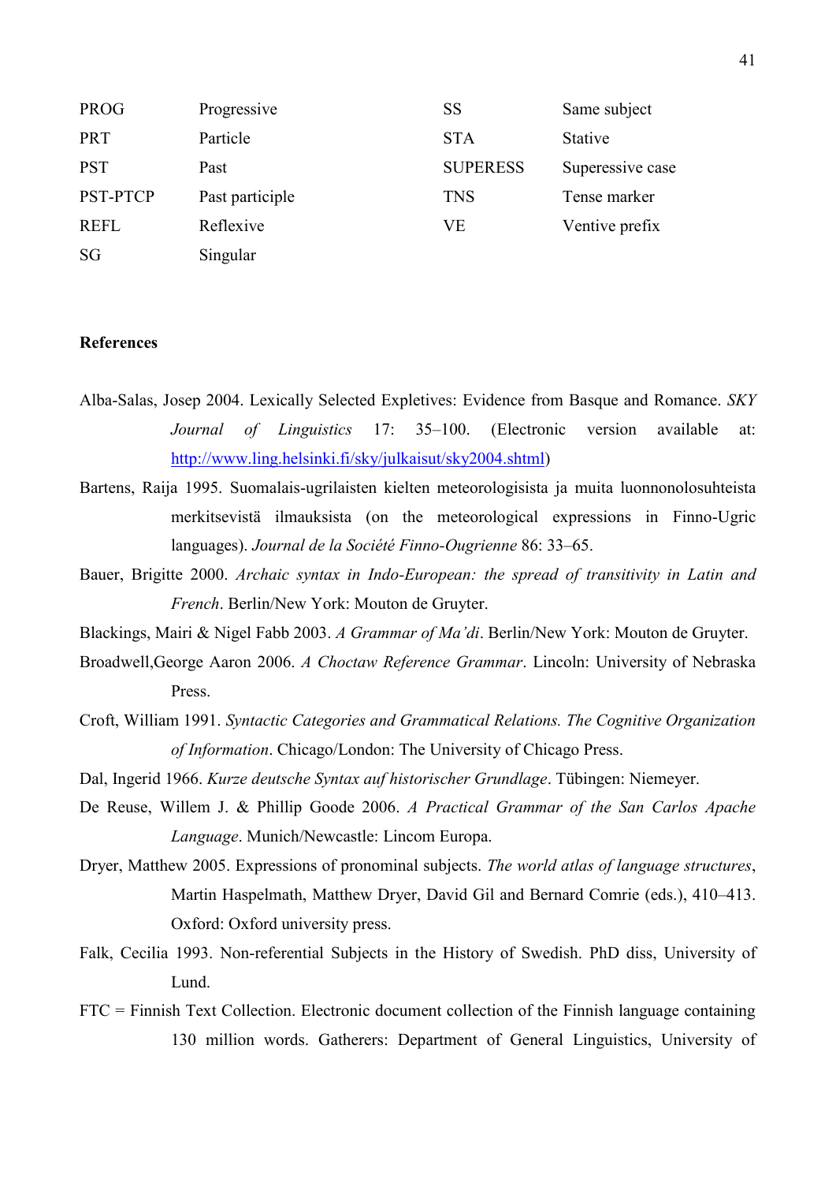| | | | |
|---|---|---|---|
| PROG | Progressive | SS | Same subject |
| PRT | Particle | STA | Stative |
| PST | Past | SUPERESS | Superessive case |
| PST-PTCP | Past participle | TNS | Tense marker |
| REFL | Reflexive | VE | Ventive prefix |
| SG | Singular | | |

**References**

Alba-Salas, Josep 2004. Lexically Selected Expletives: Evidence from Basque and Romance. *SKY Journal of Linguistics* 17: 35–100. (Electronic version available at: http://www.ling.helsinki.fi/sky/julkaisut/sky2004.shtml)

Bartens, Raija 1995. Suomalais-ugrilaisten kielten meteorologisista ja muita luonnonolosuhteista merkitsevistä ilmauksista (on the meteorological expressions in Finno-Ugric languages). *Journal de la Société Finno-Ougrienne* 86: 33–65.

Bauer, Brigitte 2000. *Archaic syntax in Indo-European: the spread of transitivity in Latin and French*. Berlin/New York: Mouton de Gruyter.

Blackings, Mairi & Nigel Fabb 2003. *A Grammar of Ma'di*. Berlin/New York: Mouton de Gruyter.

Broadwell,George Aaron 2006. *A Choctaw Reference Grammar*. Lincoln: University of Nebraska Press.

Croft, William 1991. *Syntactic Categories and Grammatical Relations. The Cognitive Organization of Information*. Chicago/London: The University of Chicago Press.

Dal, Ingerid 1966. *Kurze deutsche Syntax auf historischer Grundlage*. Tübingen: Niemeyer.

De Reuse, Willem J. & Phillip Goode 2006. *A Practical Grammar of the San Carlos Apache Language*. Munich/Newcastle: Lincom Europa.

Dryer, Matthew 2005. Expressions of pronominal subjects. *The world atlas of language structures*, Martin Haspelmath, Matthew Dryer, David Gil and Bernard Comrie (eds.), 410–413. Oxford: Oxford university press.

Falk, Cecilia 1993. Non-referential Subjects in the History of Swedish. PhD diss, University of Lund.

FTC = Finnish Text Collection. Electronic document collection of the Finnish language containing 130 million words. Gatherers: Department of General Linguistics, University of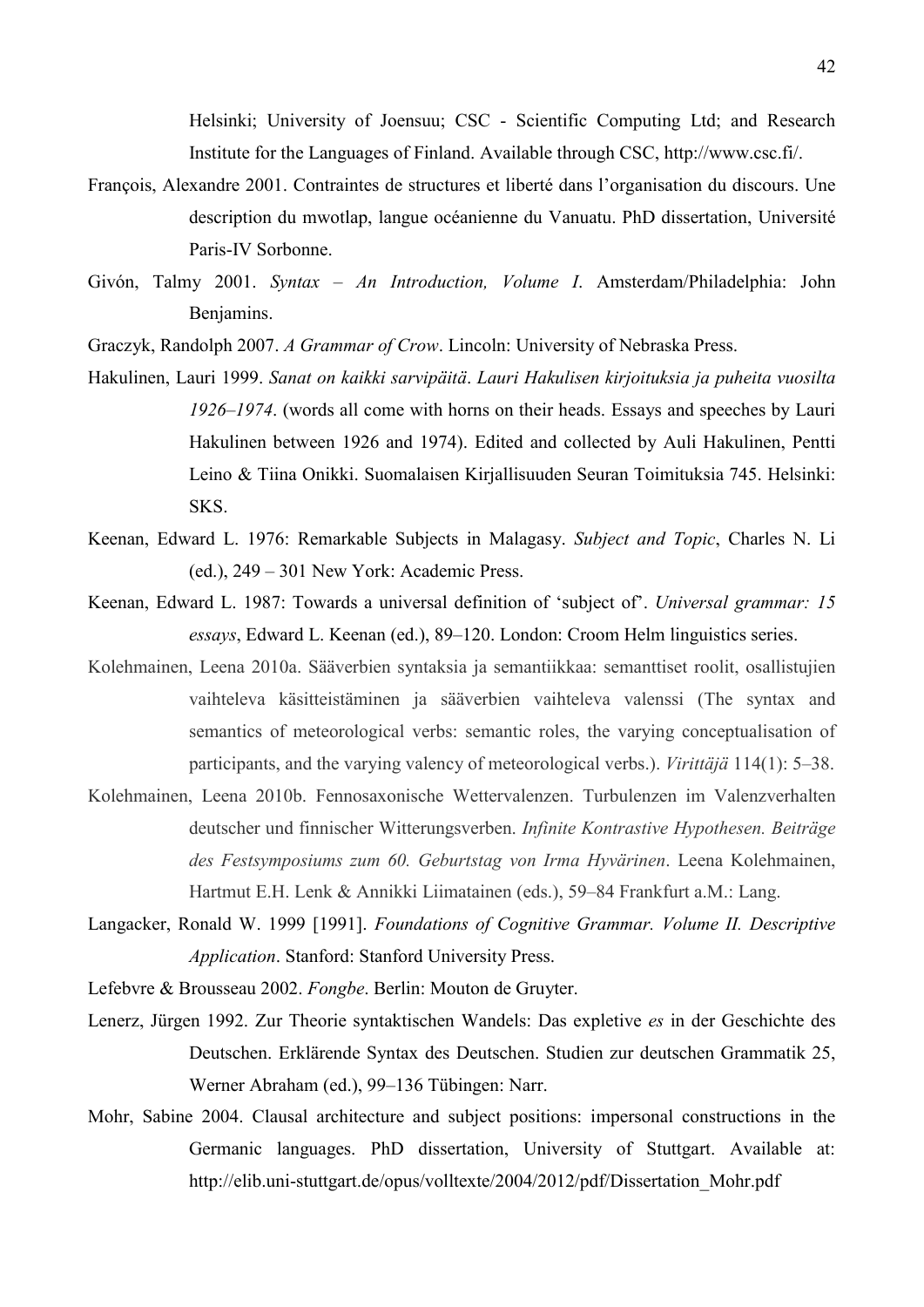Helsinki; University of Joensuu; CSC - Scientific Computing Ltd; and Research Institute for the Languages of Finland. Available through CSC, http://www.csc.fi/.

François, Alexandre 2001. Contraintes de structures et liberté dans l'organisation du discours. Une description du mwotlap, langue océanienne du Vanuatu. PhD dissertation, Université Paris-IV Sorbonne.

Givón, Talmy 2001. *Syntax – An Introduction, Volume I*. Amsterdam/Philadelphia: John Benjamins.

Graczyk, Randolph 2007. *A Grammar of Crow*. Lincoln: University of Nebraska Press.

Hakulinen, Lauri 1999. *Sanat on kaikki sarvipäitä*. *Lauri Hakulisen kirjoituksia ja puheita vuosilta 1926–1974*. (words all come with horns on their heads. Essays and speeches by Lauri Hakulinen between 1926 and 1974). Edited and collected by Auli Hakulinen, Pentti Leino & Tiina Onikki. Suomalaisen Kirjallisuuden Seuran Toimituksia 745. Helsinki: SKS.

Keenan, Edward L. 1976: Remarkable Subjects in Malagasy. *Subject and Topic*, Charles N. Li (ed.), 249 – 301 New York: Academic Press.

Keenan, Edward L. 1987: Towards a universal definition of 'subject of'. *Universal grammar: 15 essays*, Edward L. Keenan (ed.), 89–120. London: Croom Helm linguistics series.

Kolehmainen, Leena 2010a. Sääverbien syntaksia ja semantiikkaa: semanttiset roolit, osallistujien vaihteleva käsitteistäminen ja sääverbien vaihteleva valenssi (The syntax and semantics of meteorological verbs: semantic roles, the varying conceptualisation of participants, and the varying valency of meteorological verbs.). *Virittäjä* 114(1): 5–38.

Kolehmainen, Leena 2010b. Fennosaxonische Wettervalenzen. Turbulenzen im Valenzverhalten deutscher und finnischer Witterungsverben. *Infinite Kontrastive Hypothesen. Beiträge des Festsymposiums zum 60. Geburtstag von Irma Hyvärinen*. Leena Kolehmainen, Hartmut E.H. Lenk & Annikki Liimatainen (eds.), 59–84 Frankfurt a.M.: Lang.

Langacker, Ronald W. 1999 [1991]. *Foundations of Cognitive Grammar. Volume II. Descriptive Application*. Stanford: Stanford University Press.

Lefebvre & Brousseau 2002. *Fongbe*. Berlin: Mouton de Gruyter.

Lenerz, Jürgen 1992. Zur Theorie syntaktischen Wandels: Das expletive *es* in der Geschichte des Deutschen. Erklärende Syntax des Deutschen. Studien zur deutschen Grammatik 25, Werner Abraham (ed.), 99–136 Tübingen: Narr.

Mohr, Sabine 2004. Clausal architecture and subject positions: impersonal constructions in the Germanic languages. PhD dissertation, University of Stuttgart. Available at: http://elib.uni-stuttgart.de/opus/volltexte/2004/2012/pdf/Dissertation_Mohr.pdf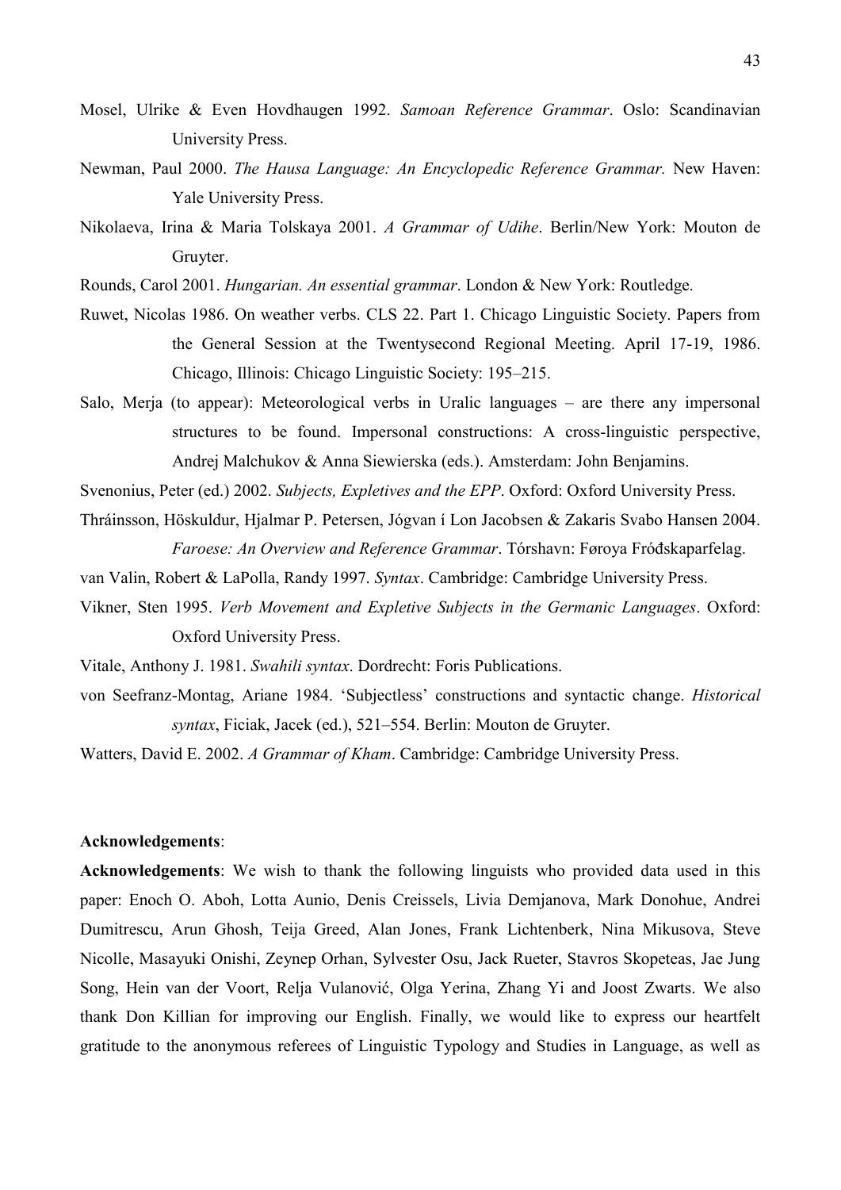Mosel, Ulrike & Even Hovdhaugen 1992. *Samoan Reference Grammar*. Oslo: Scandinavian University Press.

Newman, Paul 2000. *The Hausa Language: An Encyclopedic Reference Grammar.* New Haven: Yale University Press.

Nikolaeva, Irina & Maria Tolskaya 2001. *A Grammar of Udihe*. Berlin/New York: Mouton de Gruyter.

Rounds, Carol 2001. *Hungarian. An essential grammar*. London & New York: Routledge.

Ruwet, Nicolas 1986. On weather verbs. CLS 22. Part 1. Chicago Linguistic Society. Papers from the General Session at the Twentysecond Regional Meeting. April 17-19, 1986. Chicago, Illinois: Chicago Linguistic Society: 195–215.

Salo, Merja (to appear): Meteorological verbs in Uralic languages – are there any impersonal structures to be found. Impersonal constructions: A cross-linguistic perspective, Andrej Malchukov & Anna Siewierska (eds.). Amsterdam: John Benjamins.

Svenonius, Peter (ed.) 2002. *Subjects, Expletives and the EPP*. Oxford: Oxford University Press.

Thráinsson, Höskuldur, Hjalmar P. Petersen, Jógvan í Lon Jacobsen & Zakaris Svabo Hansen 2004. *Faroese: An Overview and Reference Grammar*. Tórshavn: Føroya Fróðskaparfelag.

van Valin, Robert & LaPolla, Randy 1997. *Syntax*. Cambridge: Cambridge University Press.

Vikner, Sten 1995. *Verb Movement and Expletive Subjects in the Germanic Languages*. Oxford: Oxford University Press.

Vitale, Anthony J. 1981. *Swahili syntax*. Dordrecht: Foris Publications.

von Seefranz-Montag, Ariane 1984. 'Subjectless' constructions and syntactic change. *Historical syntax*, Ficiak, Jacek (ed.), 521–554. Berlin: Mouton de Gruyter.

Watters, David E. 2002. *A Grammar of Kham*. Cambridge: Cambridge University Press.

**Acknowledgements**:

**Acknowledgements**: We wish to thank the following linguists who provided data used in this paper: Enoch O. Aboh, Lotta Aunio, Denis Creissels, Livia Demjanova, Mark Donohue, Andrei Dumitrescu, Arun Ghosh, Teija Greed, Alan Jones, Frank Lichtenberk, Nina Mikusova, Steve Nicolle, Masayuki Onishi, Zeynep Orhan, Sylvester Osu, Jack Rueter, Stavros Skopeteas, Jae Jung Song, Hein van der Voort, Relja Vulanović, Olga Yerina, Zhang Yi and Joost Zwarts. We also thank Don Killian for improving our English. Finally, we would like to express our heartfelt gratitude to the anonymous referees of Linguistic Typology and Studies in Language, as well as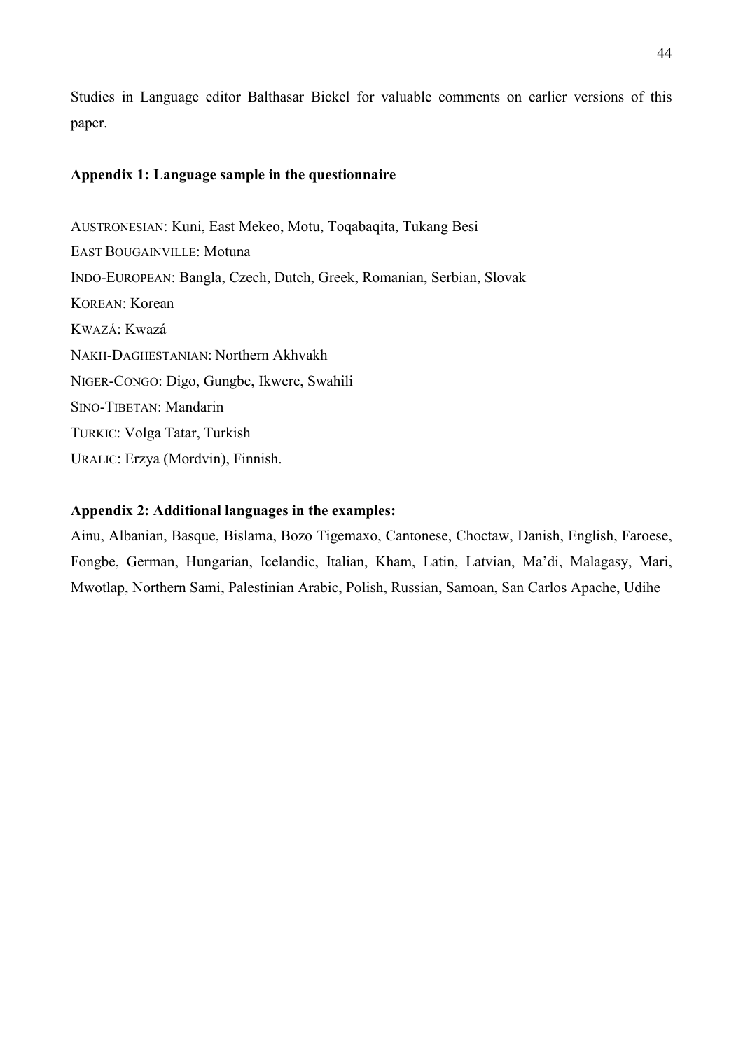Studies in Language editor Balthasar Bickel for valuable comments on earlier versions of this paper.

### Appendix 1: Language sample in the questionnaire

AUSTRONESIAN: Kuni, East Mekeo, Motu, Toqabaqita, Tukang Besi
EAST BOUGAINVILLE: Motuna
INDO-EUROPEAN: Bangla, Czech, Dutch, Greek, Romanian, Serbian, Slovak
KOREAN: Korean
KWAZÁ: Kwazá
NAKH-DAGHESTANIAN: Northern Akhvakh
NIGER-CONGO: Digo, Gungbe, Ikwere, Swahili
SINO-TIBETAN: Mandarin
TURKIC: Volga Tatar, Turkish
URALIC: Erzya (Mordvin), Finnish.

### Appendix 2: Additional languages in the examples:

Ainu, Albanian, Basque, Bislama, Bozo Tigemaxo, Cantonese, Choctaw, Danish, English, Faroese, Fongbe, German, Hungarian, Icelandic, Italian, Kham, Latin, Latvian, Ma'di, Malagasy, Mari, Mwotlap, Northern Sami, Palestinian Arabic, Polish, Russian, Samoan, San Carlos Apache, Udihe